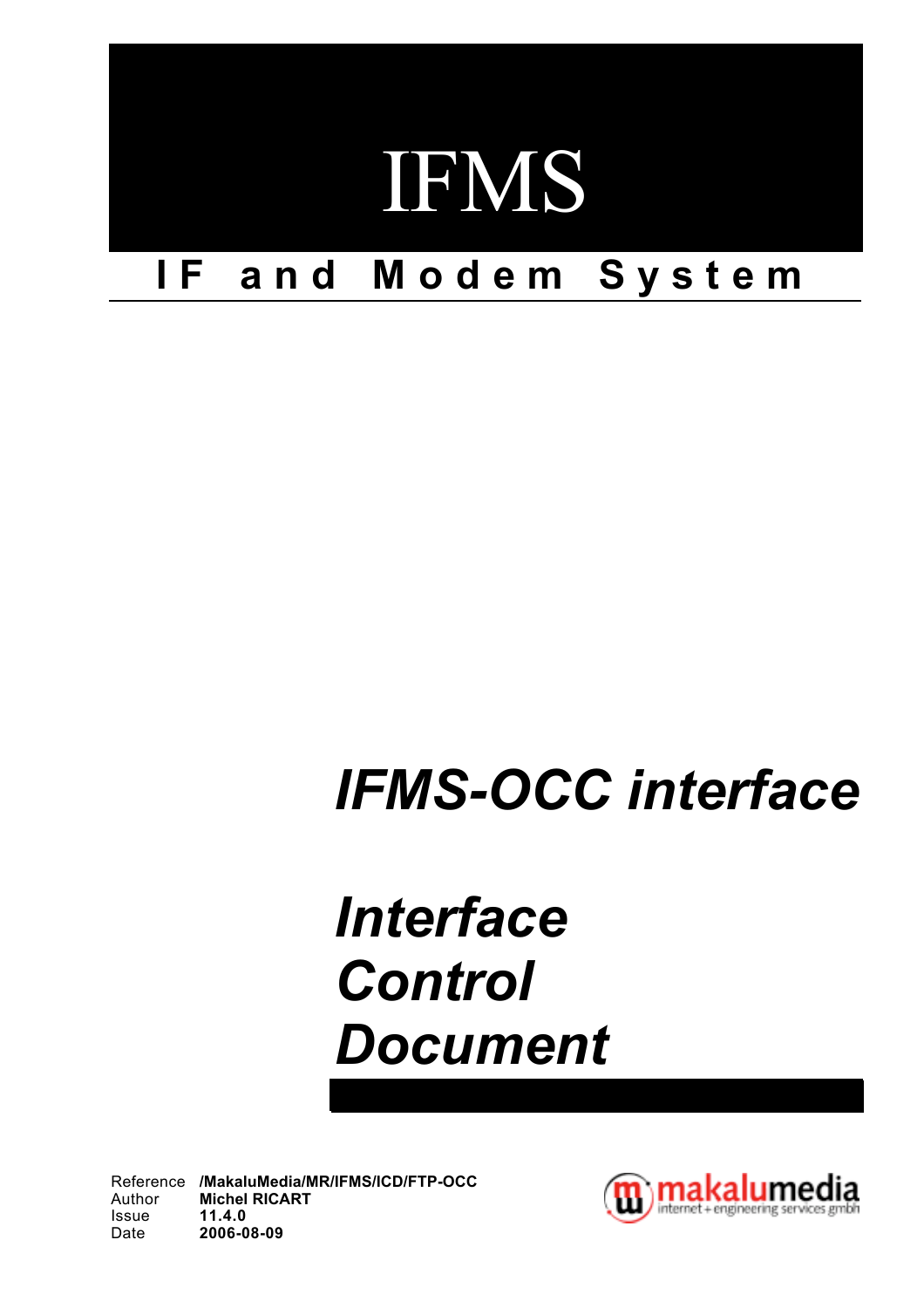# IFMS

## IF and Modem System

# *IFMS-OCC interface*

# *Interface Control Document*

| | |
|---|---|
| Reference | **/MakaluMedia/MR/IFMS/ICD/FTP-OCC** |
| Author | **Michel RICART** |
| Issue | **11.4.0** |
| Date | **2006-08-09** |

makalumedia
internet + engineering services gmbh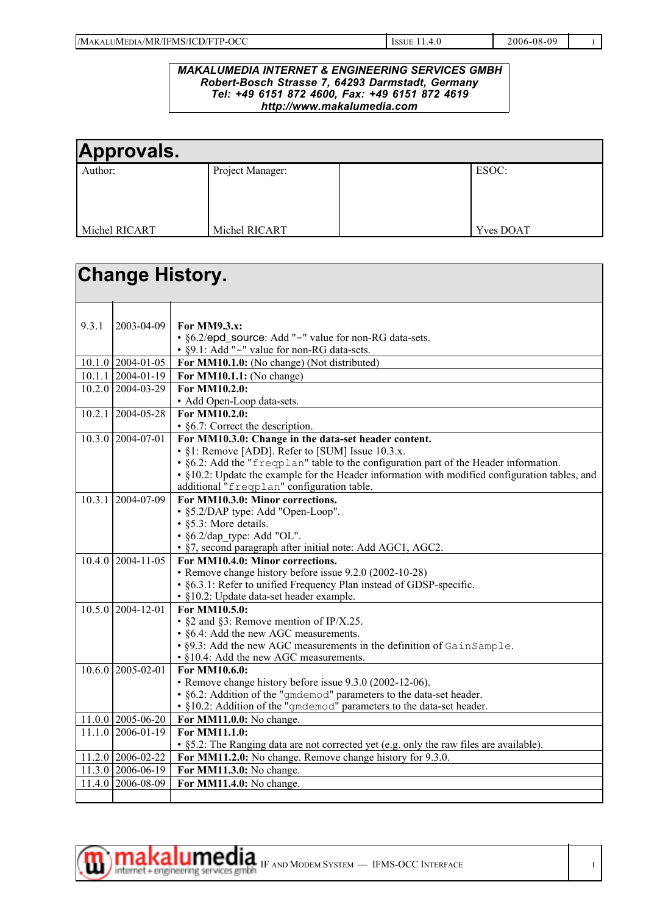**MAKALUMEDIA INTERNET & ENGINEERING SERVICES GMBH**
**Robert-Bosch Strasse 7, 64293 Darmstadt, Germany**
**Tel: +49 6151 872 4600, Fax: +49 6151 872 4619**
**http://www.makalumedia.com**

# Approvals.

| Author: | Project Manager: | | ESOC: |
|---|---|---|---|
| Michel RICART | Michel RICART | | Yves DOAT |

# Change History.

| | | |
|---|---|---|
| 9.3.1 | 2003-04-09 | **For MM9.3.x:**<br>• §6.2/epd_source: Add "-" value for non-RG data-sets.<br>• §9.1: Add "-" value for non-RG data-sets. |
| 10.1.0 | 2004-01-05 | **For MM10.1.0:** (No change) (Not distributed) |
| 10.1.1 | 2004-01-19 | **For MM10.1.1:** (No change) |
| 10.2.0 | 2004-03-29 | **For MM10.2.0:**<br>• Add Open-Loop data-sets. |
| 10.2.1 | 2004-05-28 | **For MM10.2.0:**<br>• §6.7: Correct the description. |
| 10.3.0 | 2004-07-01 | **For MM10.3.0: Change in the data-set header content.**<br>• §1: Remove [ADD]. Refer to [SUM] Issue 10.3.x.<br>• §6.2: Add the "`freqplan`" table to the configuration part of the Header information.<br>• §10.2: Update the example for the Header information with modified configuration tables, and additional "`freqplan`" configuration table. |
| 10.3.1 | 2004-07-09 | **For MM10.3.0: Minor corrections.**<br>• §5.2/DAP type: Add "Open-Loop".<br>• §5.3: More details.<br>• §6.2/dap_type: Add "OL".<br>• §7, second paragraph after initial note: Add AGC1, AGC2. |
| 10.4.0 | 2004-11-05 | **For MM10.4.0: Minor corrections.**<br>• Remove change history before issue 9.2.0 (2002-10-28)<br>• §6.3.1: Refer to unified Frequency Plan instead of GDSP-specific.<br>• §10.2: Update data-set header example. |
| 10.5.0 | 2004-12-01 | **For MM10.5.0:**<br>• §2 and §3: Remove mention of IP/X.25.<br>• §6.4: Add the new AGC measurements.<br>• §9.3: Add the new AGC measurements in the definition of `GainSample`.<br>• §10.4: Add the new AGC measurements. |
| 10.6.0 | 2005-02-01 | **For MM10.6.0:**<br>• Remove change history before issue 9.3.0 (2002-12-06).<br>• §6.2: Addition of the "`gmdemod`" parameters to the data-set header.<br>• §10.2: Addition of the "`gmdemod`" parameters to the data-set header. |
| 11.0.0 | 2005-06-20 | **For MM11.0.0:** No change. |
| 11.1.0 | 2006-01-19 | **For MM11.1.0:**<br>• §5.2: The Ranging data are not corrected yet (e.g. only the raw files are available). |
| 11.2.0 | 2006-02-22 | **For MM11.2.0:** No change. Remove change history for 9.3.0. |
| 11.3.0 | 2006-06-19 | **For MM11.3.0:** No change. |
| 11.4.0 | 2006-08-09 | **For MM11.4.0:** No change. |
| | | |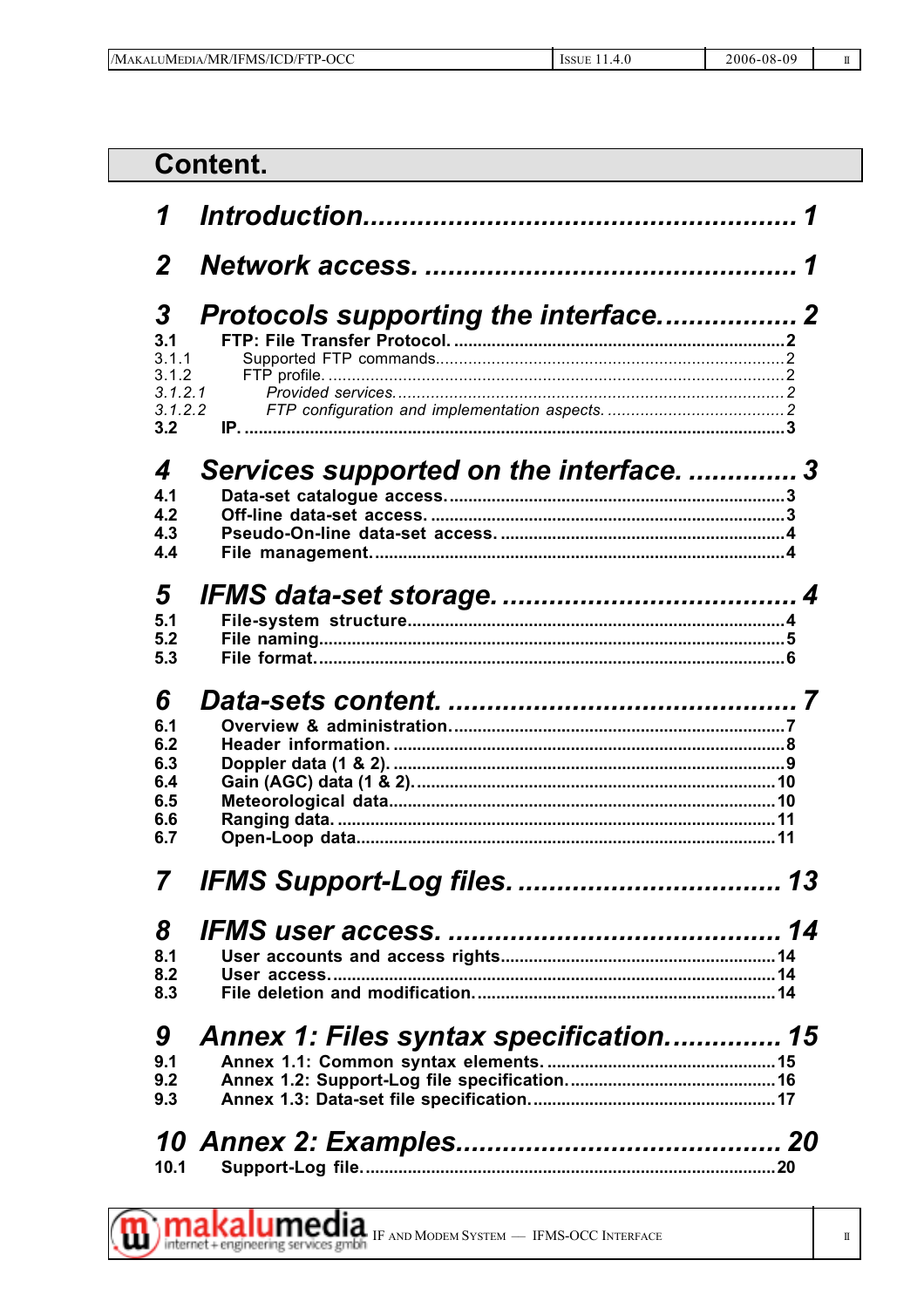# Content.

**1 Introduction. 1**

**2 Network access. 1**

**3 Protocols supporting the interface. 2**

- **3.1 FTP: File Transfer Protocol. 2**
  - 3.1.1 Supported FTP commands. 2
  - 3.1.2 FTP profile. 2
    - *3.1.2.1 Provided services. 2*
    - *3.1.2.2 FTP configuration and implementation aspects. 2*
- **3.2 IP. 3**

**4 Services supported on the interface. 3**

- **4.1 Data-set catalogue access. 3**
- **4.2 Off-line data-set access. 3**
- **4.3 Pseudo-On-line data-set access. 4**
- **4.4 File management. 4**

**5 IFMS data-set storage. 4**

- **5.1 File-system structure. 4**
- **5.2 File naming. 5**
- **5.3 File format. 6**

**6 Data-sets content. 7**

- **6.1 Overview & administration. 7**
- **6.2 Header information. 8**
- **6.3 Doppler data (1 & 2). 9**
- **6.4 Gain (AGC) data (1 & 2). 10**
- **6.5 Meteorological data. 10**
- **6.6 Ranging data. 11**
- **6.7 Open-Loop data. 11**

**7 IFMS Support-Log files. 13**

**8 IFMS user access. 14**

- **8.1 User accounts and access rights. 14**
- **8.2 User access. 14**
- **8.3 File deletion and modification. 14**

**9 Annex 1: Files syntax specification. 15**

- **9.1 Annex 1.1: Common syntax elements. 15**
- **9.2 Annex 1.2: Support-Log file specification. 16**
- **9.3 Annex 1.3: Data-set file specification. 17**

**10 Annex 2: Examples. 20**

- **10.1 Support-Log file. 20**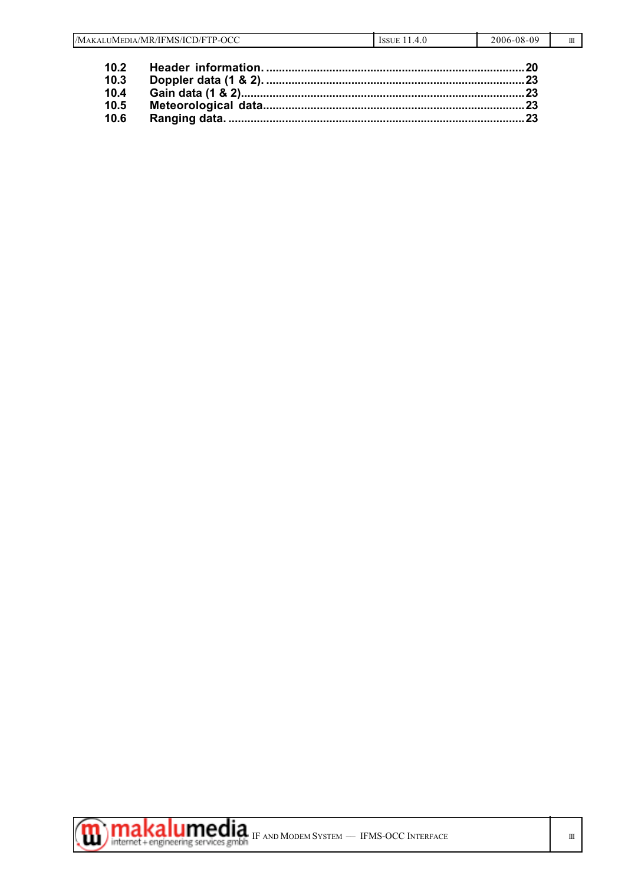| | | |
|---|---|---|
| 10.2 | Header information. | 20 |
| 10.3 | Doppler data (1 & 2). | 23 |
| 10.4 | Gain data (1 & 2) | 23 |
| 10.5 | Meteorological data | 23 |
| 10.6 | Ranging data. | 23 |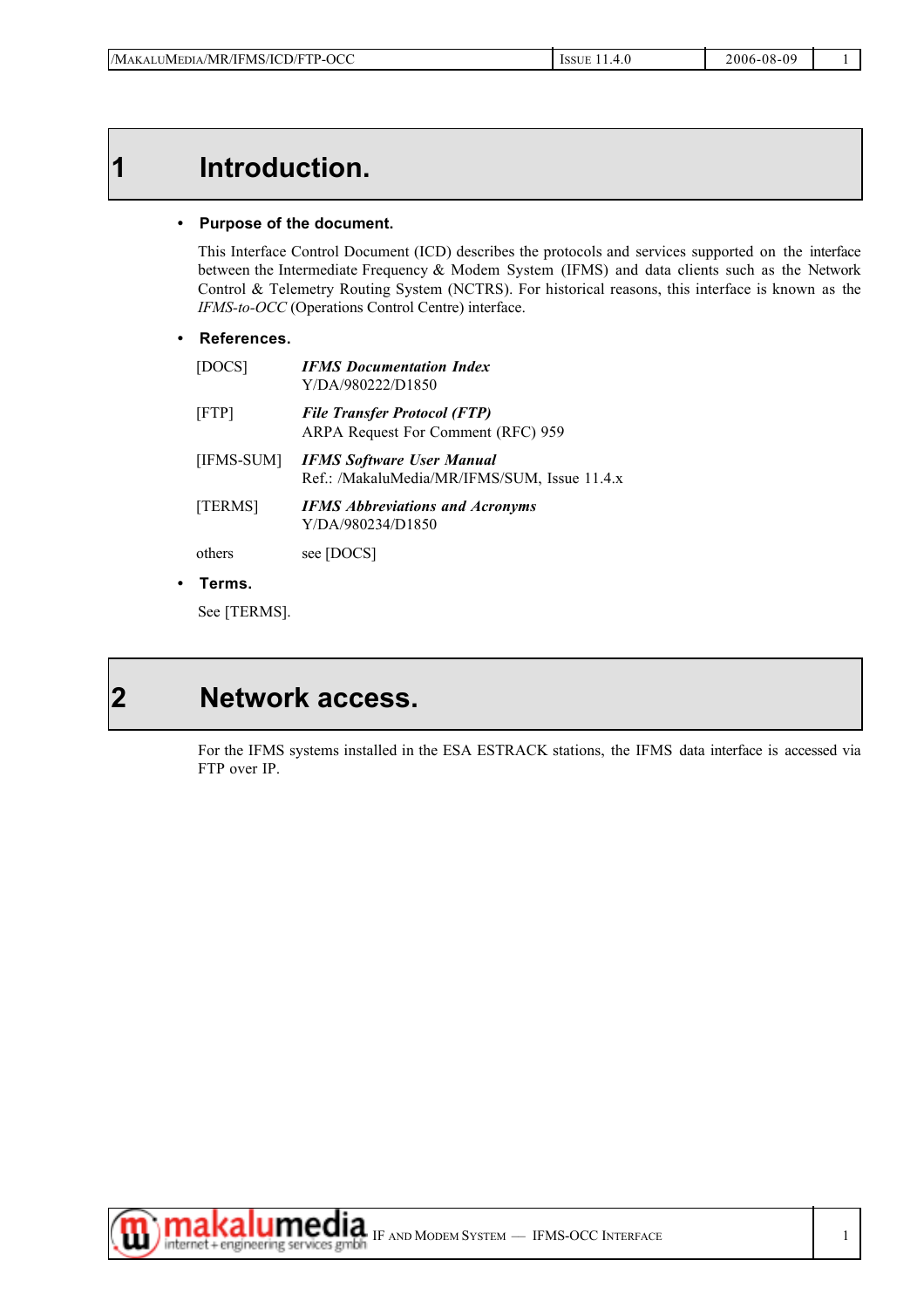# 1 Introduction.

- **Purpose of the document.**

  This Interface Control Document (ICD) describes the protocols and services supported on the interface between the Intermediate Frequency & Modem System (IFMS) and data clients such as the Network Control & Telemetry Routing System (NCTRS). For historical reasons, this interface is known as the *IFMS-to-OCC* (Operations Control Centre) interface.

- **References.**

| | |
|---|---|
| [DOCS] | ***IFMS Documentation Index***<br>Y/DA/980222/D1850 |
| [FTP] | ***File Transfer Protocol (FTP)***<br>ARPA Request For Comment (RFC) 959 |
| [IFMS-SUM] | ***IFMS Software User Manual***<br>Ref.: /MakaluMedia/MR/IFMS/SUM, Issue 11.4.x |
| [TERMS] | ***IFMS Abbreviations and Acronyms***<br>Y/DA/980234/D1850 |
| others | see [DOCS] |

- **Terms.**

  See [TERMS].

# 2 Network access.

For the IFMS systems installed in the ESA ESTRACK stations, the IFMS data interface is accessed via FTP over IP.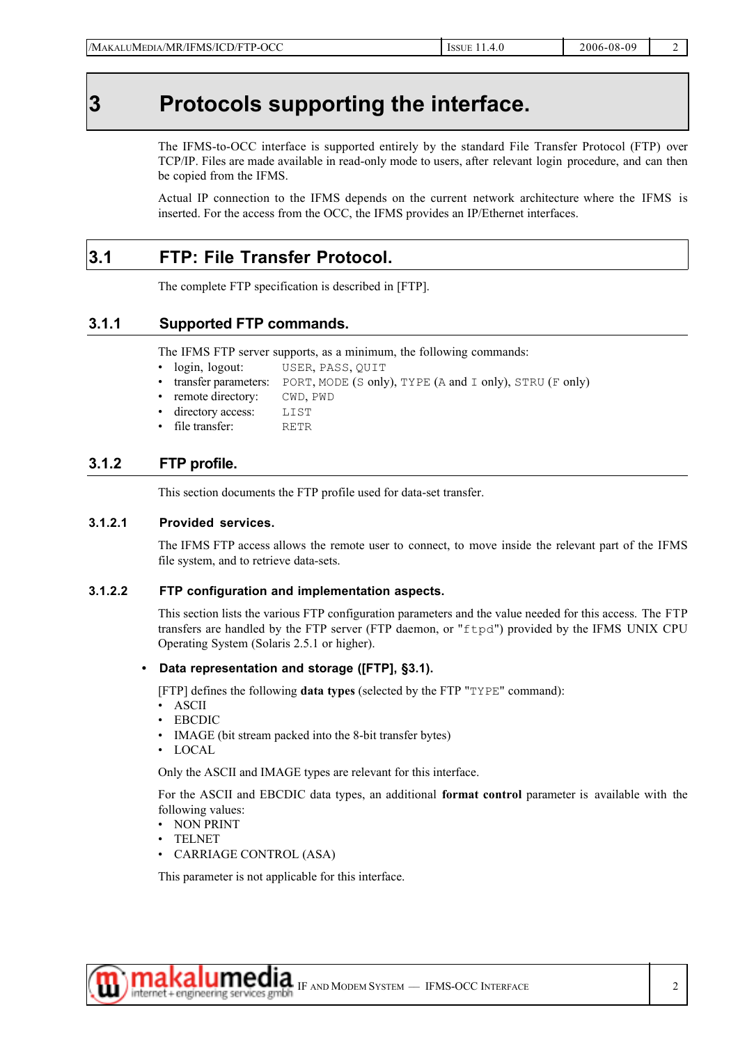# 3 Protocols supporting the interface.

The IFMS-to-OCC interface is supported entirely by the standard File Transfer Protocol (FTP) over TCP/IP. Files are made available in read-only mode to users, after relevant login procedure, and can then be copied from the IFMS.

Actual IP connection to the IFMS depends on the current network architecture where the IFMS is inserted. For the access from the OCC, the IFMS provides an IP/Ethernet interfaces.

## 3.1 FTP: File Transfer Protocol.

The complete FTP specification is described in [FTP].

### 3.1.1 Supported FTP commands.

The IFMS FTP server supports, as a minimum, the following commands:

- login, logout: `USER`, `PASS`, `QUIT`
- transfer parameters: `PORT`, `MODE` (`S` only), `TYPE` (`A` and `I` only), `STRU` (`F` only)
- remote directory: `CWD`, `PWD`
- directory access: `LIST`
- file transfer: `RETR`

### 3.1.2 FTP profile.

This section documents the FTP profile used for data-set transfer.

#### 3.1.2.1 Provided services.

The IFMS FTP access allows the remote user to connect, to move inside the relevant part of the IFMS file system, and to retrieve data-sets.

#### 3.1.2.2 FTP configuration and implementation aspects.

This section lists the various FTP configuration parameters and the value needed for this access. The FTP transfers are handled by the FTP server (FTP daemon, or "`ftpd`") provided by the IFMS UNIX CPU Operating System (Solaris 2.5.1 or higher).

- **Data representation and storage ([FTP], §3.1).**

[FTP] defines the following **data types** (selected by the FTP "`TYPE`" command):

- ASCII
- EBCDIC
- IMAGE (bit stream packed into the 8-bit transfer bytes)
- LOCAL

Only the ASCII and IMAGE types are relevant for this interface.

For the ASCII and EBCDIC data types, an additional **format control** parameter is available with the following values:

- NON PRINT
- TELNET
- CARRIAGE CONTROL (ASA)

This parameter is not applicable for this interface.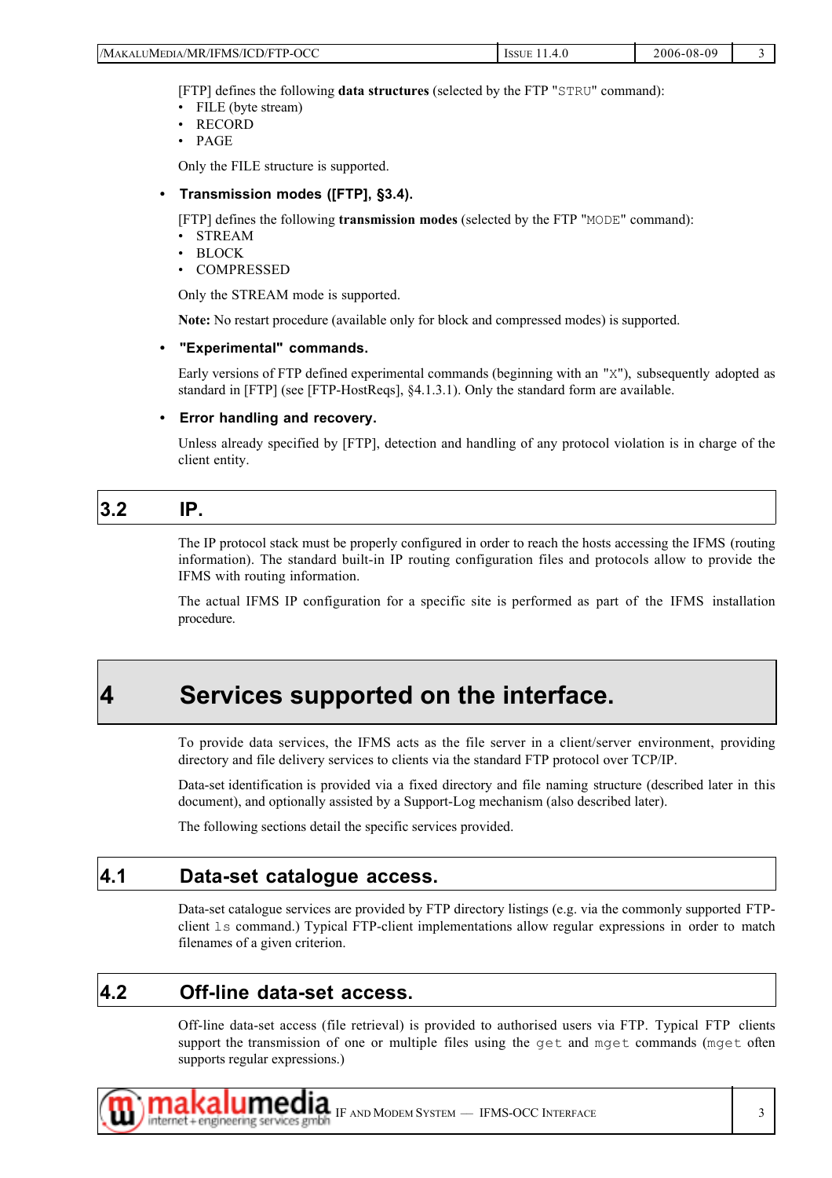[FTP] defines the following **data structures** (selected by the FTP "`STRU`" command):

- FILE (byte stream)
- RECORD
- PAGE

Only the FILE structure is supported.

- **Transmission modes ([FTP], §3.4).**

[FTP] defines the following **transmission modes** (selected by the FTP "`MODE`" command):

- STREAM
- BLOCK
- COMPRESSED

Only the STREAM mode is supported.

**Note:** No restart procedure (available only for block and compressed modes) is supported.

- **"Experimental" commands.**

Early versions of FTP defined experimental commands (beginning with an "`X`"), subsequently adopted as standard in [FTP] (see [FTP-HostReqs], §4.1.3.1). Only the standard form are available.

- **Error handling and recovery.**

Unless already specified by [FTP], detection and handling of any protocol violation is in charge of the client entity.

## 3.2 IP.

The IP protocol stack must be properly configured in order to reach the hosts accessing the IFMS (routing information). The standard built-in IP routing configuration files and protocols allow to provide the IFMS with routing information.

The actual IFMS IP configuration for a specific site is performed as part of the IFMS installation procedure.

# 4 Services supported on the interface.

To provide data services, the IFMS acts as the file server in a client/server environment, providing directory and file delivery services to clients via the standard FTP protocol over TCP/IP.

Data-set identification is provided via a fixed directory and file naming structure (described later in this document), and optionally assisted by a Support-Log mechanism (also described later).

The following sections detail the specific services provided.

## 4.1 Data-set catalogue access.

Data-set catalogue services are provided by FTP directory listings (e.g. via the commonly supported FTP-client `ls` command.) Typical FTP-client implementations allow regular expressions in order to match filenames of a given criterion.

## 4.2 Off-line data-set access.

Off-line data-set access (file retrieval) is provided to authorised users via FTP. Typical FTP clients support the transmission of one or multiple files using the `get` and `mget` commands (`mget` often supports regular expressions.)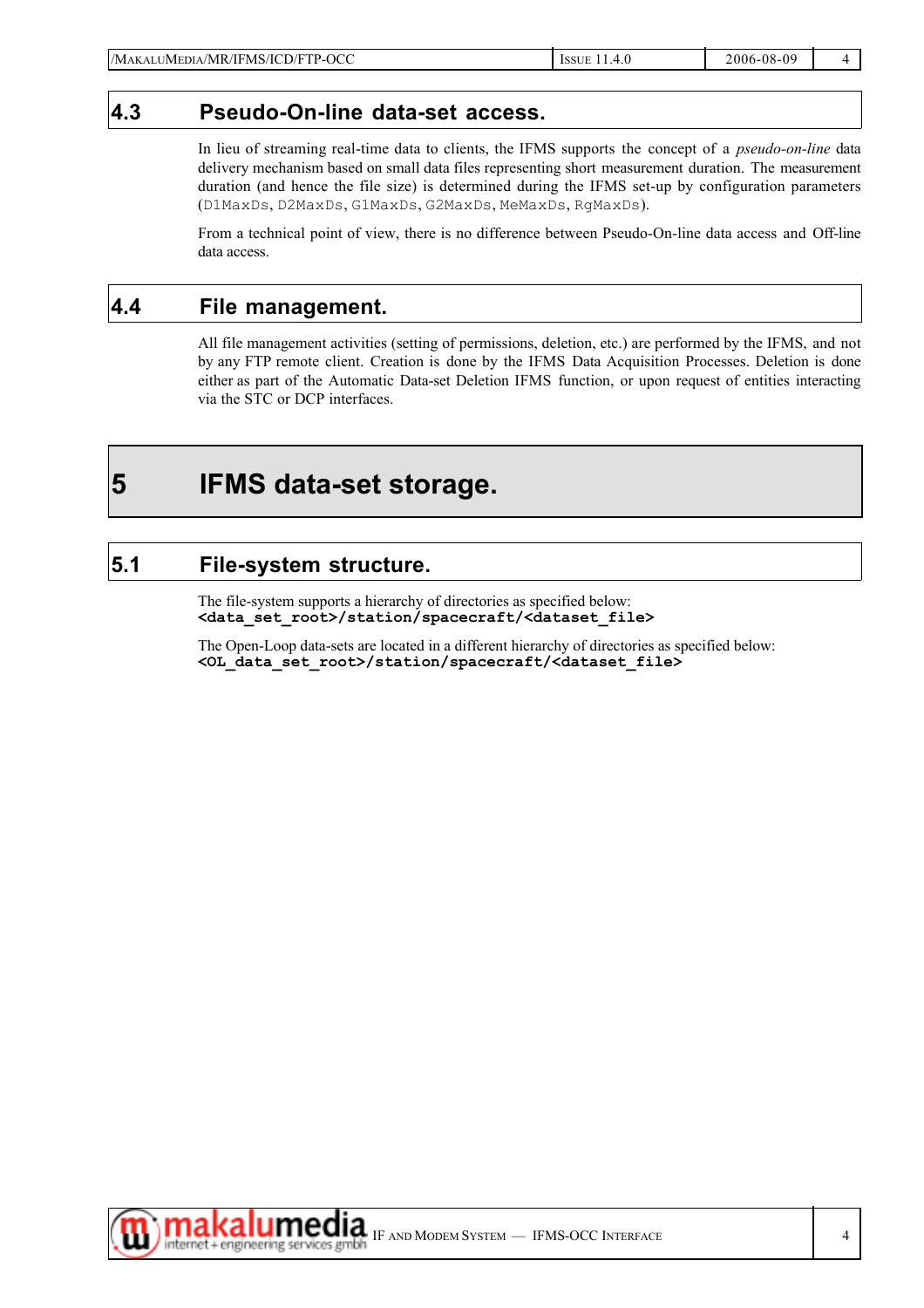## 4.3 Pseudo-On-line data-set access.

In lieu of streaming real-time data to clients, the IFMS supports the concept of a *pseudo-on-line* data delivery mechanism based on small data files representing short measurement duration. The measurement duration (and hence the file size) is determined during the IFMS set-up by configuration parameters (`D1MaxDs`, `D2MaxDs`, `G1MaxDs`, `G2MaxDs`, `MeMaxDs`, `RgMaxDs`).

From a technical point of view, there is no difference between Pseudo-On-line data access and Off-line data access.

## 4.4 File management.

All file management activities (setting of permissions, deletion, etc.) are performed by the IFMS, and not by any FTP remote client. Creation is done by the IFMS Data Acquisition Processes. Deletion is done either as part of the Automatic Data-set Deletion IFMS function, or upon request of entities interacting via the STC or DCP interfaces.

# 5 IFMS data-set storage.

## 5.1 File-system structure.

The file-system supports a hierarchy of directories as specified below:
**`<data_set_root>/station/spacecraft/<dataset_file>`**

The Open-Loop data-sets are located in a different hierarchy of directories as specified below:
**`<OL_data_set_root>/station/spacecraft/<dataset_file>`**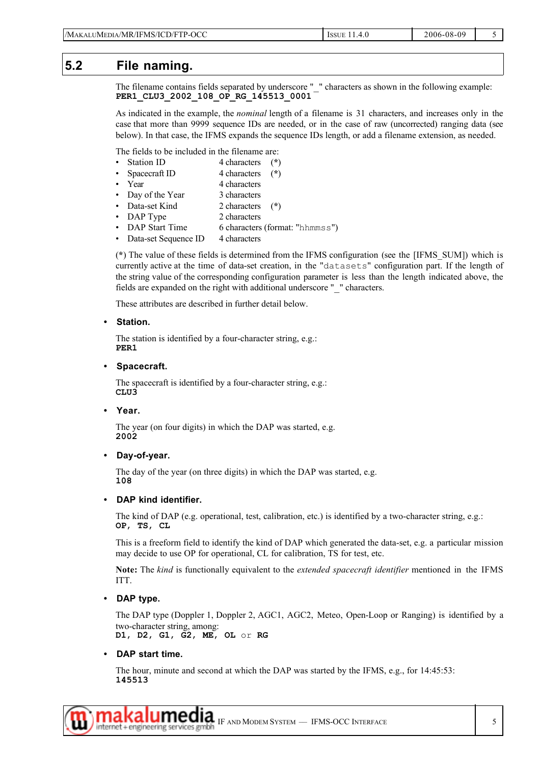## 5.2 File naming.

The filename contains fields separated by underscore "_" characters as shown in the following example:
**`PER1_CLU3_2002_108_OP_RG_145513_0001`**

As indicated in the example, the *nominal* length of a filename is 31 characters, and increases only in the case that more than 9999 sequence IDs are needed, or in the case of raw (uncorrected) ranging data (see below). In that case, the IFMS expands the sequence IDs length, or add a filename extension, as needed.

The fields to be included in the filename are:

- Station ID — 4 characters (*)
- Spacecraft ID — 4 characters (*)
- Year — 4 characters
- Day of the Year — 3 characters
- Data-set Kind — 2 characters (*)
- DAP Type — 2 characters
- DAP Start Time — 6 characters (format: "`hhmmss`")
- Data-set Sequence ID — 4 characters

(*) The value of these fields is determined from the IFMS configuration (see the [IFMS_SUM]) which is currently active at the time of data-set creation, in the "`datasets`" configuration part. If the length of the string value of the corresponding configuration parameter is less than the length indicated above, the fields are expanded on the right with additional underscore "_" characters.

These attributes are described in further detail below.

- **Station.**

  The station is identified by a four-character string, e.g.:
  **`PER1`**

- **Spacecraft.**

  The spacecraft is identified by a four-character string, e.g.:
  **`CLU3`**

- **Year.**

  The year (on four digits) in which the DAP was started, e.g.
  **`2002`**

- **Day-of-year.**

  The day of the year (on three digits) in which the DAP was started, e.g.
  **`108`**

- **DAP kind identifier.**

  The kind of DAP (e.g. operational, test, calibration, etc.) is identified by a two-character string, e.g.:
  **`OP, TS, CL`**

  This is a freeform field to identify the kind of DAP which generated the data-set, e.g. a particular mission may decide to use OP for operational, CL for calibration, TS for test, etc.

  **Note:** The *kind* is functionally equivalent to the *extended spacecraft identifier* mentioned in the IFMS ITT.

- **DAP type.**

  The DAP type (Doppler 1, Doppler 2, AGC1, AGC2, Meteo, Open-Loop or Ranging) is identified by a two-character string, among:
  **`D1, D2, G1, G2, ME, OL`** or **`RG`**

- **DAP start time.**

  The hour, minute and second at which the DAP was started by the IFMS, e.g., for 14:45:53:
  **`145513`**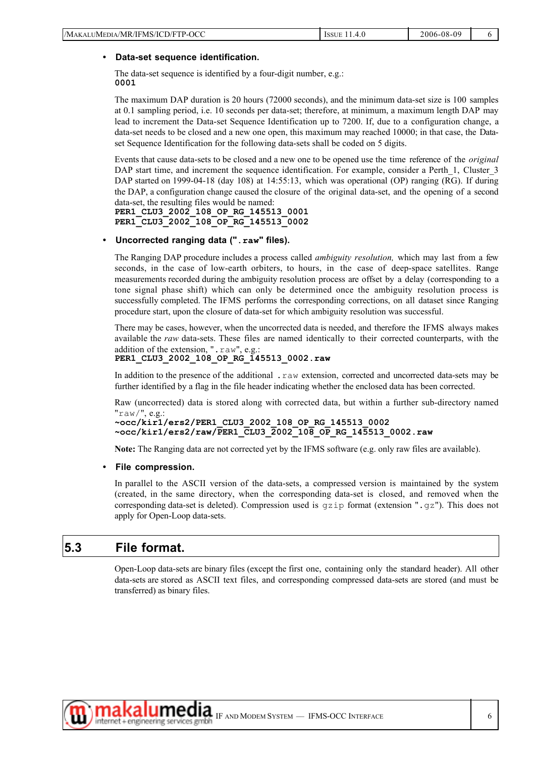- **Data-set sequence identification.**

  The data-set sequence is identified by a four-digit number, e.g.:
  **`0001`**

  The maximum DAP duration is 20 hours (72000 seconds), and the minimum data-set size is 100 samples at 0.1 sampling period, i.e. 10 seconds per data-set; therefore, at minimum, a maximum length DAP may lead to increment the Data-set Sequence Identification up to 7200. If, due to a configuration change, a data-set needs to be closed and a new one open, this maximum may reached 10000; in that case, the Data-set Sequence Identification for the following data-sets shall be coded on 5 digits.

  Events that cause data-sets to be closed and a new one to be opened use the time reference of the *original* DAP start time, and increment the sequence identification. For example, consider a Perth_1, Cluster_3 DAP started on 1999-04-18 (day 108) at 14:55:13, which was operational (OP) ranging (RG). If during the DAP, a configuration change caused the closure of the original data-set, and the opening of a second data-set, the resulting files would be named:
  **`PER1_CLU3_2002_108_OP_RG_145513_0001`**
  **`PER1_CLU3_2002_108_OP_RG_145513_0002`**

- **Uncorrected ranging data ("`.raw`" files).**

  The Ranging DAP procedure includes a process called *ambiguity resolution,* which may last from a few seconds, in the case of low-earth orbiters, to hours, in the case of deep-space satellites. Range measurements recorded during the ambiguity resolution process are offset by a delay (corresponding to a tone signal phase shift) which can only be determined once the ambiguity resolution process is successfully completed. The IFMS performs the corresponding corrections, on all dataset since Ranging procedure start, upon the closure of data-set for which ambiguity resolution was successful.

  There may be cases, however, when the uncorrected data is needed, and therefore the IFMS always makes available the *raw* data-sets. These files are named identically to their corrected counterparts, with the addition of the extension, "`.raw`", e.g.:
  **`PER1_CLU3_2002_108_OP_RG_145513_0002.raw`**

  In addition to the presence of the additional `.raw` extension, corrected and uncorrected data-sets may be further identified by a flag in the file header indicating whether the enclosed data has been corrected.

  Raw (uncorrected) data is stored along with corrected data, but within a further sub-directory named "`raw/`", e.g.:
  **`~occ/kir1/ers2/PER1_CLU3_2002_108_OP_RG_145513_0002`**
  **`~occ/kir1/ers2/raw/PER1_CLU3_2002_108_OP_RG_145513_0002.raw`**

  **Note:** The Ranging data are not corrected yet by the IFMS software (e.g. only raw files are available).

- **File compression.**

  In parallel to the ASCII version of the data-sets, a compressed version is maintained by the system (created, in the same directory, when the corresponding data-set is closed, and removed when the corresponding data-set is deleted). Compression used is `gzip` format (extension "`.gz`"). This does not apply for Open-Loop data-sets.

## 5.3 File format.

Open-Loop data-sets are binary files (except the first one, containing only the standard header). All other data-sets are stored as ASCII text files, and corresponding compressed data-sets are stored (and must be transferred) as binary files.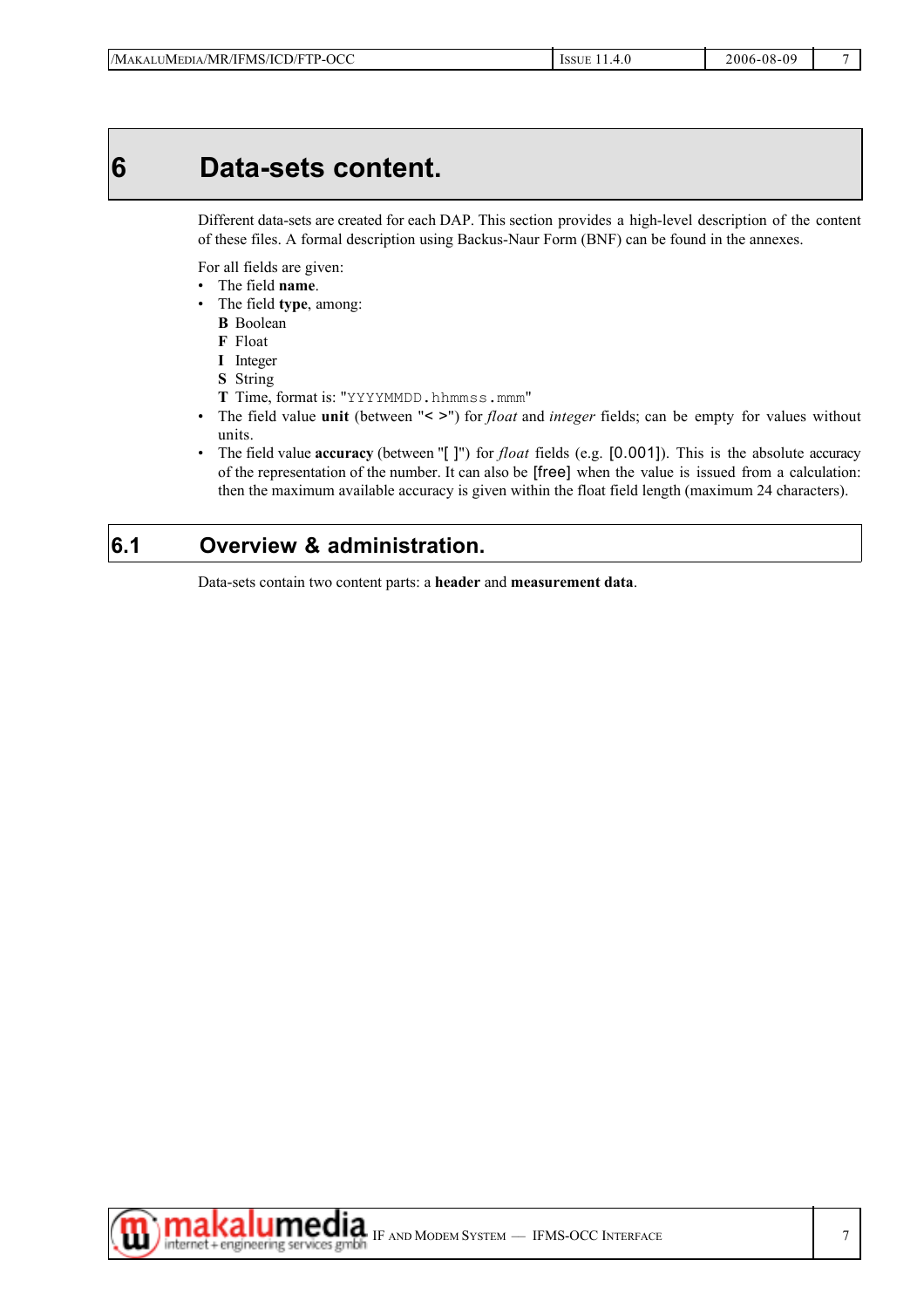# 6 Data-sets content.

Different data-sets are created for each DAP. This section provides a high-level description of the content of these files. A formal description using Backus-Naur Form (BNF) can be found in the annexes.

For all fields are given:

- The field **name**.
- The field **type**, among:
  **B** Boolean
  **F** Float
  **I** Integer
  **S** String
  **T** Time, format is: "`YYYYMMDD.hhmmss.mmm`"
- The field value **unit** (between "< >") for *float* and *integer* fields; can be empty for values without units.
- The field value **accuracy** (between "[ ]") for *float* fields (e.g. [0.001]). This is the absolute accuracy of the representation of the number. It can also be [free] when the value is issued from a calculation: then the maximum available accuracy is given within the float field length (maximum 24 characters).

## 6.1 Overview & administration.

Data-sets contain two content parts: a **header** and **measurement data**.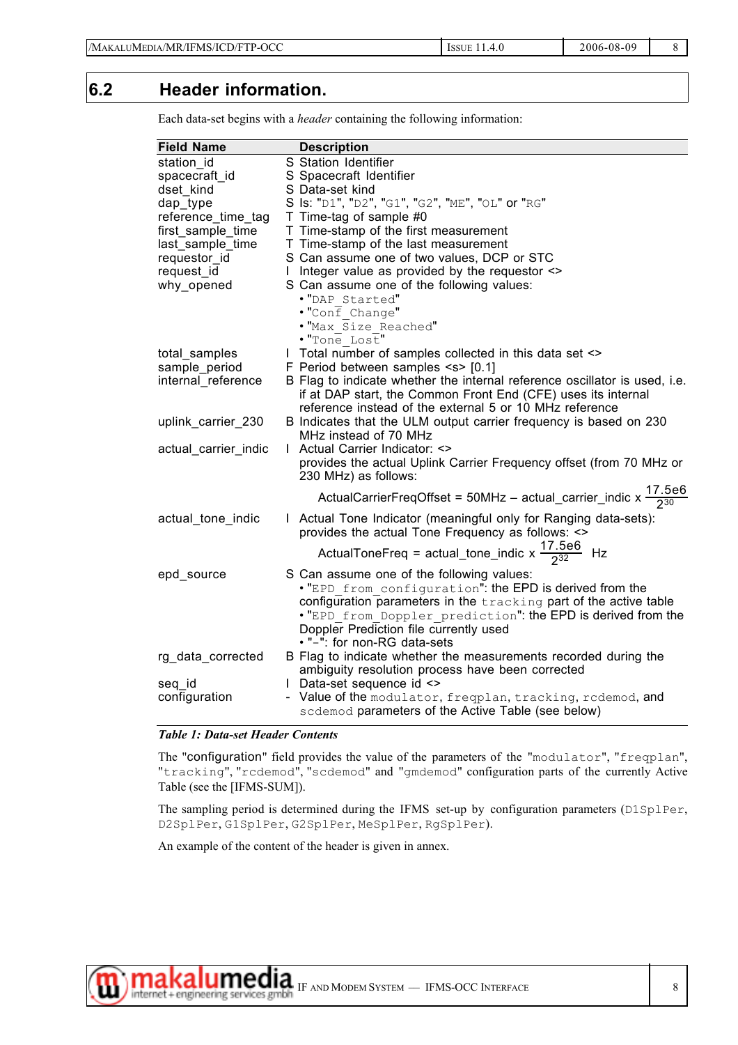## 6.2 Header information.

Each data-set begins with a *header* containing the following information:

| Field Name | | Description |
|---|---|---|
| station_id | S | Station Identifier |
| spacecraft_id | S | Spacecraft Identifier |
| dset_kind | S | Data-set kind |
| dap_type | S | Is: "D1", "D2", "G1", "G2", "ME", "OL" or "RG" |
| reference_time_tag | T | Time-tag of sample #0 |
| first_sample_time | T | Time-stamp of the first measurement |
| last_sample_time | T | Time-stamp of the last measurement |
| requestor_id | S | Can assume one of two values, DCP or STC |
| request_id | I | Integer value as provided by the requestor <> |
| why_opened | S | Can assume one of the following values: • "DAP_Started" • "Conf_Change" • "Max_Size_Reached" • "Tone_Lost" |
| total_samples | I | Total number of samples collected in this data set <> |
| sample_period | F | Period between samples <s> [0.1] |
| internal_reference | B | Flag to indicate whether the internal reference oscillator is used, i.e. if at DAP start, the Common Front End (CFE) uses its internal reference instead of the external 5 or 10 MHz reference |
| uplink_carrier_230 | B | Indicates that the ULM output carrier frequency is based on 230 MHz instead of 70 MHz |
| actual_carrier_indic | I | Actual Carrier Indicator: <> provides the actual Uplink Carrier Frequency offset (from 70 MHz or 230 MHz) as follows: $\text{ActualCarrierFreqOffset} = 50\text{MHz} - \text{actual\_carrier\_indic} \times \frac{17.5e6}{2^{30}}$ |
| actual_tone_indic | I | Actual Tone Indicator (meaningful only for Ranging data-sets): provides the actual Tone Frequency as follows: <> $\text{ActualToneFreq} = \text{actual\_tone\_indic} \times \frac{17.5e6}{2^{32}}$ Hz |
| epd_source | S | Can assume one of the following values: • "EPD_from_configuration": the EPD is derived from the configuration parameters in the tracking part of the active table • "EPD_from_Doppler_prediction": the EPD is derived from the Doppler Prediction file currently used • "-": for non-RG data-sets |
| rg_data_corrected | B | Flag to indicate whether the measurements recorded during the ambiguity resolution process have been corrected |
| seq_id | I | Data-set sequence id <> |
| configuration | - | Value of the modulator, freqplan, tracking, rcdemod, and scdemod parameters of the Active Table (see below) |

***Table 1: Data-set Header Contents***

The "configuration" field provides the value of the parameters of the "modulator", "freqplan", "tracking", "rcdemod", "scdemod" and "gmdemod" configuration parts of the currently Active Table (see the [IFMS-SUM]).

The sampling period is determined during the IFMS set-up by configuration parameters (D1SplPer, D2SplPer, G1SplPer, G2SplPer, MeSplPer, RgSplPer).

An example of the content of the header is given in annex.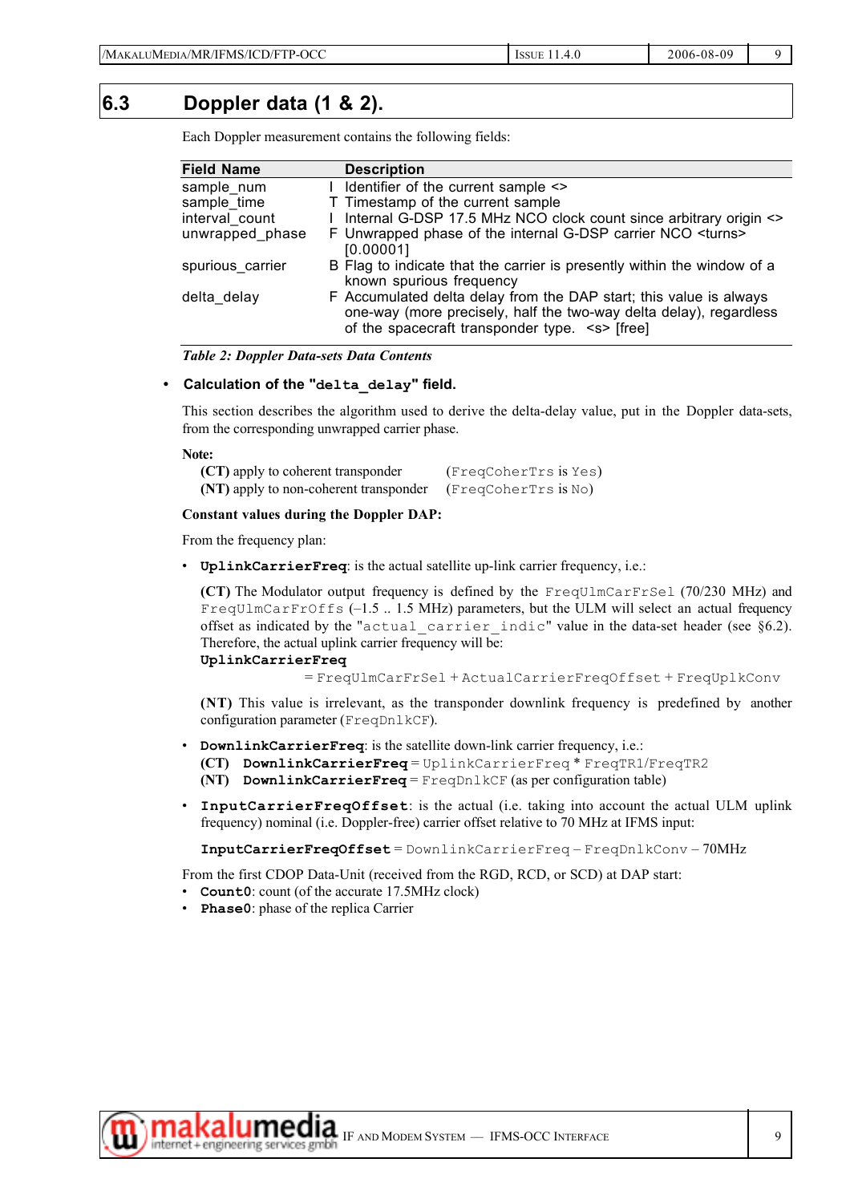## 6.3 Doppler data (1 & 2).

Each Doppler measurement contains the following fields:

| Field Name | | Description |
|---|---|---|
| sample_num | I | Identifier of the current sample <> |
| sample_time | T | Timestamp of the current sample |
| interval_count | I | Internal G-DSP 17.5 MHz NCO clock count since arbitrary origin <> |
| unwrapped_phase | F | Unwrapped phase of the internal G-DSP carrier NCO <turns> [0.00001] |
| spurious_carrier | B | Flag to indicate that the carrier is presently within the window of a known spurious frequency |
| delta_delay | F | Accumulated delta delay from the DAP start; this value is always one-way (more precisely, half the two-way delta delay), regardless of the spacecraft transponder type. <s> [free] |

*Table 2: Doppler Data-sets Data Contents*

- **Calculation of the "`delta_delay`" field.**

This section describes the algorithm used to derive the delta-delay value, put in the Doppler data-sets, from the corresponding unwrapped carrier phase.

**Note:**

**(CT)** apply to coherent transponder (`FreqCoherTrs` is `Yes`)
**(NT)** apply to non-coherent transponder (`FreqCoherTrs` is `No`)

**Constant values during the Doppler DAP:**

From the frequency plan:

- **`UplinkCarrierFreq`**: is the actual satellite up-link carrier frequency, i.e.:

  **(CT)** The Modulator output frequency is defined by the `FreqUlmCarFrSel` (70/230 MHz) and `FreqUlmCarFrOffs` (–1.5 .. 1.5 MHz) parameters, but the ULM will select an actual frequency offset as indicated by the "`actual_carrier_indic`" value in the data-set header (see §6.2). Therefore, the actual uplink carrier frequency will be:
  **`UplinkCarrierFreq`**
  = `FreqUlmCarFrSel` + `ActualCarrierFreqOffset` + `FreqUplkConv`

  **(NT)** This value is irrelevant, as the transponder downlink frequency is predefined by another configuration parameter (`FreqDnlkCF`).

- **`DownlinkCarrierFreq`**: is the satellite down-link carrier frequency, i.e.:
  **(CT)** **`DownlinkCarrierFreq`** = `UplinkCarrierFreq` * `FreqTR1/FreqTR2`
  **(NT)** **`DownlinkCarrierFreq`** = `FreqDnlkCF` (as per configuration table)

- **`InputCarrierFreqOffset`**: is the actual (i.e. taking into account the actual ULM uplink frequency) nominal (i.e. Doppler-free) carrier offset relative to 70 MHz at IFMS input:

  **`InputCarrierFreqOffset`** = `DownlinkCarrierFreq` – `FreqDnlkConv` – 70MHz

From the first CDOP Data-Unit (received from the RGD, RCD, or SCD) at DAP start:

- **`Count0`**: count (of the accurate 17.5MHz clock)
- **`Phase0`**: phase of the replica Carrier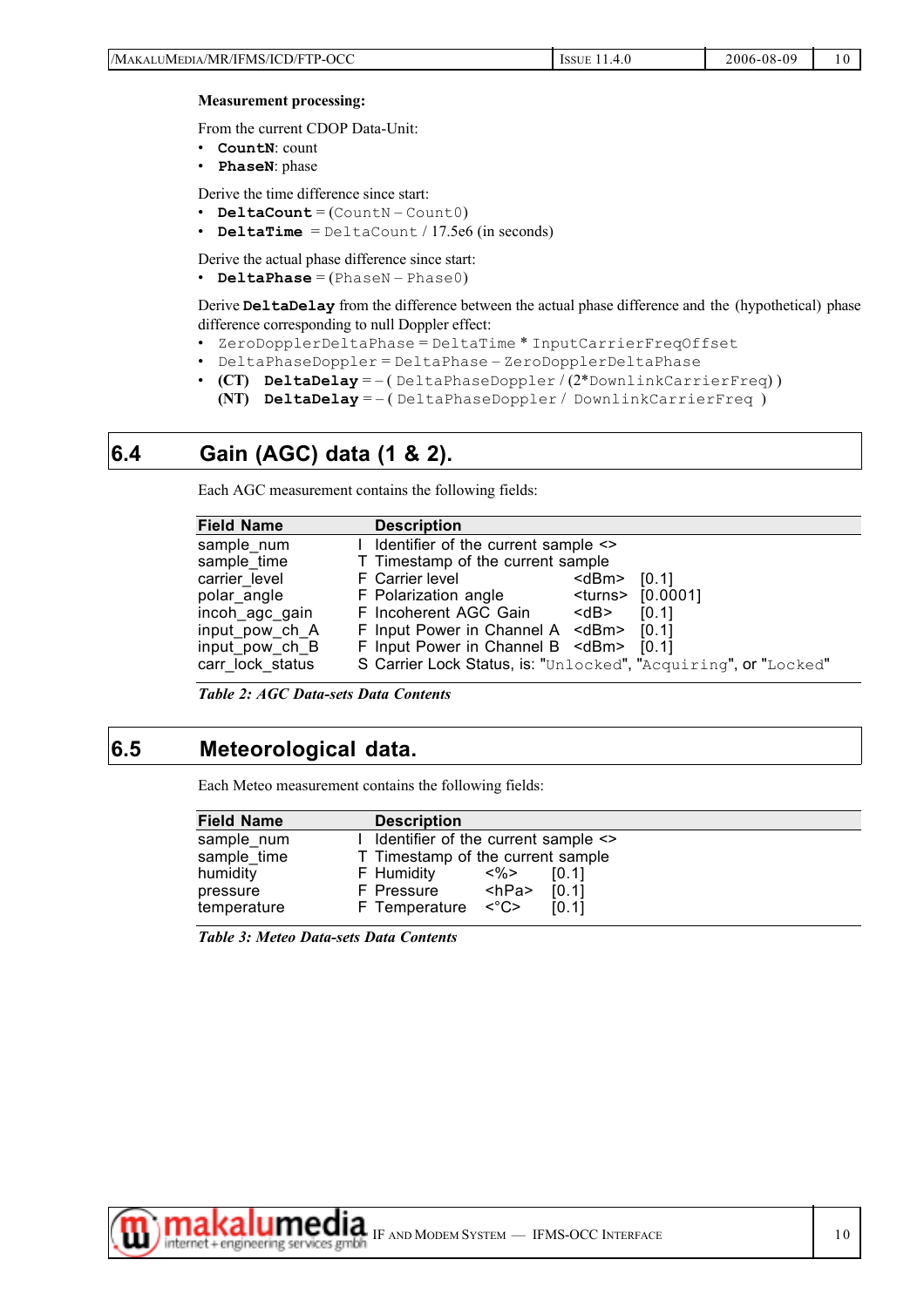**Measurement processing:**

From the current CDOP Data-Unit:

- **`CountN`**: count
- **`PhaseN`**: phase

Derive the time difference since start:

- **`DeltaCount`** = (`CountN` – `Count0`)
- **`DeltaTime`** = `DeltaCount` / 17.5e6 (in seconds)

Derive the actual phase difference since start:

- **`DeltaPhase`** = (`PhaseN` – `Phase0`)

Derive **`DeltaDelay`** from the difference between the actual phase difference and the (hypothetical) phase difference corresponding to null Doppler effect:

- `ZeroDopplerDeltaPhase` = `DeltaTime` * `InputCarrierFreqOffset`
- `DeltaPhaseDoppler` = `DeltaPhase` – `ZeroDopplerDeltaPhase`
- **(CT)** **`DeltaDelay`** = – ( `DeltaPhaseDoppler` / (2*`DownlinkCarrierFreq`) )
  **(NT)** **`DeltaDelay`** = – ( `DeltaPhaseDoppler` / `DownlinkCarrierFreq` )

## 6.4 Gain (AGC) data (1 & 2).

Each AGC measurement contains the following fields:

| Field Name | | Description | | |
|---|---|---|---|---|
| sample_num | I | Identifier of the current sample <> | | |
| sample_time | T | Timestamp of the current sample | | |
| carrier_level | F | Carrier level | <dBm> | [0.1] |
| polar_angle | F | Polarization angle | <turns> | [0.0001] |
| incoh_agc_gain | F | Incoherent AGC Gain | <dB> | [0.1] |
| input_pow_ch_A | F | Input Power in Channel A | <dBm> | [0.1] |
| input_pow_ch_B | F | Input Power in Channel B | <dBm> | [0.1] |
| carr_lock_status | S | Carrier Lock Status, is: "`Unlocked`", "`Acquiring`", or "`Locked`" | | |

*Table 2: AGC Data-sets Data Contents*

## 6.5 Meteorological data.

Each Meteo measurement contains the following fields:

| Field Name | | Description | | |
|---|---|---|---|---|
| sample_num | I | Identifier of the current sample <> | | |
| sample_time | T | Timestamp of the current sample | | |
| humidity | F | Humidity | <%> | [0.1] |
| pressure | F | Pressure | <hPa> | [0.1] |
| temperature | F | Temperature | <°C> | [0.1] |

*Table 3: Meteo Data-sets Data Contents*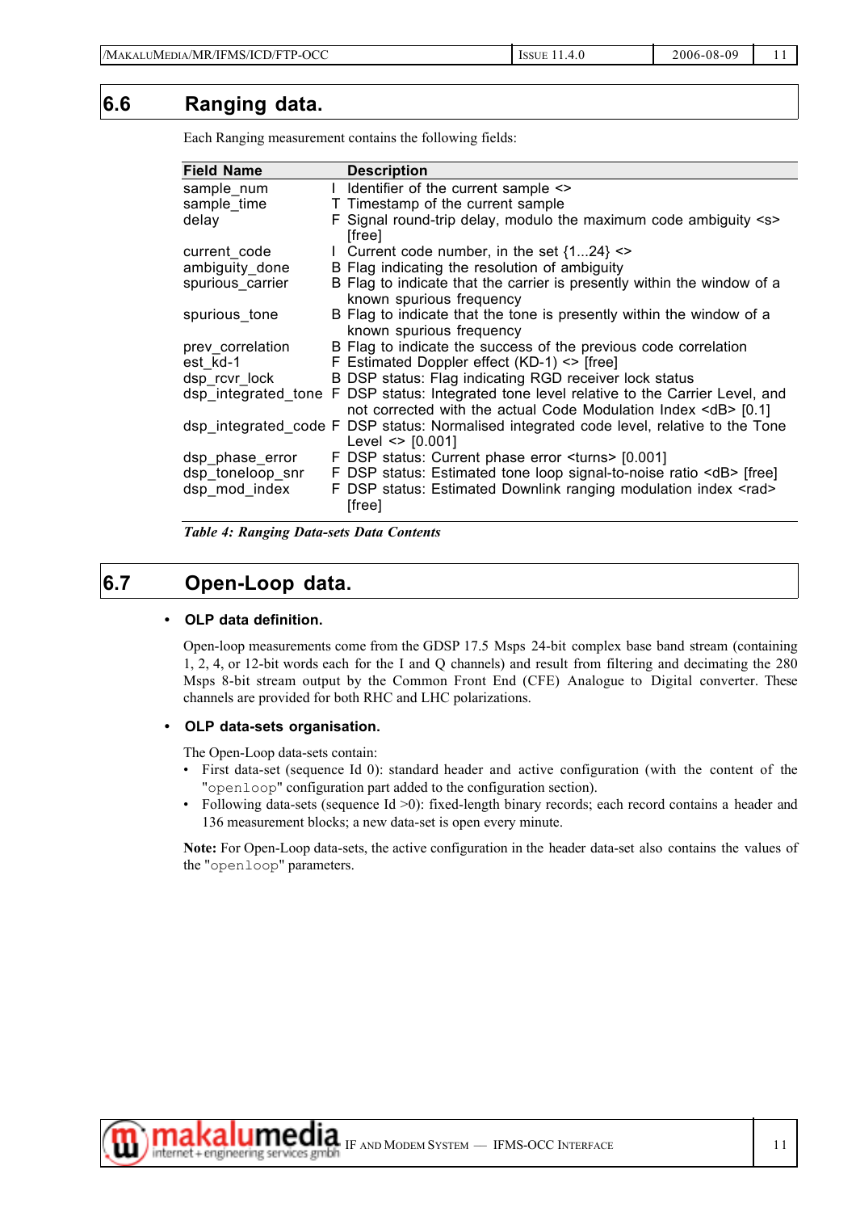## 6.6 Ranging data.

Each Ranging measurement contains the following fields:

| Field Name | | Description |
|---|---|---|
| sample_num | I | Identifier of the current sample <> |
| sample_time | T | Timestamp of the current sample |
| delay | F | Signal round-trip delay, modulo the maximum code ambiguity <s> [free] |
| current_code | I | Current code number, in the set {1...24} <> |
| ambiguity_done | B | Flag indicating the resolution of ambiguity |
| spurious_carrier | B | Flag to indicate that the carrier is presently within the window of a known spurious frequency |
| spurious_tone | B | Flag to indicate that the tone is presently within the window of a known spurious frequency |
| prev_correlation | B | Flag to indicate the success of the previous code correlation |
| est_kd-1 | F | Estimated Doppler effect (KD-1) <> [free] |
| dsp_rcvr_lock | B | DSP status: Flag indicating RGD receiver lock status |
| dsp_integrated_tone | F | DSP status: Integrated tone level relative to the Carrier Level, and not corrected with the actual Code Modulation Index <dB> [0.1] |
| dsp_integrated_code | F | DSP status: Normalised integrated code level, relative to the Tone Level <> [0.001] |
| dsp_phase_error | F | DSP status: Current phase error <turns> [0.001] |
| dsp_toneloop_snr | F | DSP status: Estimated tone loop signal-to-noise ratio <dB> [free] |
| dsp_mod_index | F | DSP status: Estimated Downlink ranging modulation index <rad> [free] |

*Table 4: Ranging Data-sets Data Contents*

## 6.7 Open-Loop data.

- **OLP data definition.**

Open-loop measurements come from the GDSP 17.5 Msps 24-bit complex base band stream (containing 1, 2, 4, or 12-bit words each for the I and Q channels) and result from filtering and decimating the 280 Msps 8-bit stream output by the Common Front End (CFE) Analogue to Digital converter. These channels are provided for both RHC and LHC polarizations.

- **OLP data-sets organisation.**

The Open-Loop data-sets contain:

- First data-set (sequence Id 0): standard header and active configuration (with the content of the "`openloop`" configuration part added to the configuration section).
- Following data-sets (sequence Id >0): fixed-length binary records; each record contains a header and 136 measurement blocks; a new data-set is open every minute.

**Note:** For Open-Loop data-sets, the active configuration in the header data-set also contains the values of the "`openloop`" parameters.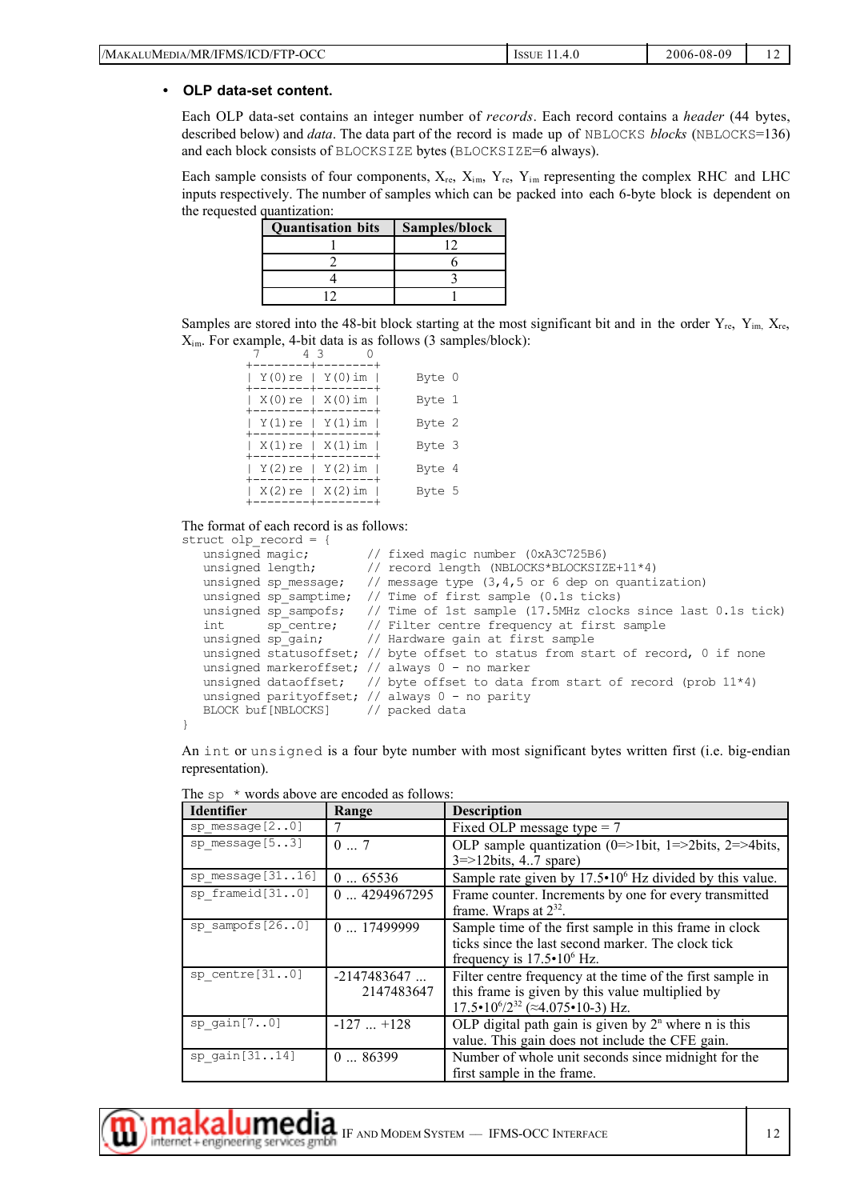- **OLP data-set content.**

Each OLP data-set contains an integer number of *records*. Each record contains a *header* (44 bytes, described below) and *data*. The data part of the record is made up of `NBLOCKS` *blocks* (`NBLOCKS`=136) and each block consists of `BLOCKSIZE` bytes (`BLOCKSIZE`=6 always).

Each sample consists of four components, $X_{re}$, $X_{im}$, $Y_{re}$, $Y_{im}$ representing the complex RHC and LHC inputs respectively. The number of samples which can be packed into each 6-byte block is dependent on the requested quantization:

| Quantisation bits | Samples/block |
|---|---|
| 1 | 12 |
| 2 | 6 |
| 4 | 3 |
| 12 | 1 |

Samples are stored into the 48-bit block starting at the most significant bit and in the order $Y_{re}$, $Y_{im}$, $X_{re}$, $X_{im}$. For example, 4-bit data is as follows (3 samples/block):

```
 7      4 3      0
+--------+--------+
| Y(0)re | Y(0)im |     Byte 0
+--------+--------+
| X(0)re | X(0)im |     Byte 1
+--------+--------+
| Y(1)re | Y(1)im |     Byte 2
+--------+--------+
| X(1)re | X(1)im |     Byte 3
+--------+--------+
| Y(2)re | Y(2)im |     Byte 4
+--------+--------+
| X(2)re | X(2)im |     Byte 5
+--------+--------+
```

The format of each record is as follows:

```
struct olp_record = {
   unsigned magic;         // fixed magic number (0xA3C725B6)
   unsigned length;        // record length (NBLOCKS*BLOCKSIZE+11*4)
   unsigned sp_message;    // message type (3,4,5 or 6 dep on quantization)
   unsigned sp_samptime;   // Time of first sample (0.1s ticks)
   unsigned sp_sampofs;    // Time of 1st sample (17.5MHz clocks since last 0.1s tick)
   int      sp_centre;     // Filter centre frequency at first sample
   unsigned sp_gain;       // Hardware gain at first sample
   unsigned statusoffset;  // byte offset to status from start of record, 0 if none
   unsigned markeroffset;  // always 0 - no marker
   unsigned dataoffset;    // byte offset to data from start of record (prob 11*4)
   unsigned parityoffset;  // always 0 - no parity
   BLOCK buf[NBLOCKS]      // packed data
}
```

An `int` or `unsigned` is a four byte number with most significant bytes written first (i.e. big-endian representation).

The `sp_*` words above are encoded as follows:

| Identifier | Range | Description |
|---|---|---|
| `sp_message[2..0]` | 7 | Fixed OLP message type = 7 |
| `sp_message[5..3]` | 0 ... 7 | OLP sample quantization (0=>1bit, 1=>2bits, 2=>4bits, 3=>12bits, 4..7 spare) |
| `sp_message[31..16]` | 0 ... 65536 | Sample rate given by $17.5 \cdot 10^6$ Hz divided by this value. |
| `sp_frameid[31..0]` | 0 ... 4294967295 | Frame counter. Increments by one for every transmitted frame. Wraps at $2^{32}$. |
| `sp_sampofs[26..0]` | 0 ... 17499999 | Sample time of the first sample in this frame in clock ticks since the last second marker. The clock tick frequency is $17.5 \cdot 10^6$ Hz. |
| `sp_centre[31..0]` | -2147483647 ... 2147483647 | Filter centre frequency at the time of the first sample in this frame is given by this value multiplied by $17.5 \cdot 10^6 / 2^{32}$ ($\approx 4.075 \cdot 10\text{-}3$) Hz. |
| `sp_gain[7..0]` | -127 ... +128 | OLP digital path gain is given by $2^n$ where n is this value. This gain does not include the CFE gain. |
| `sp_gain[31..14]` | 0 ... 86399 | Number of whole unit seconds since midnight for the first sample in the frame. |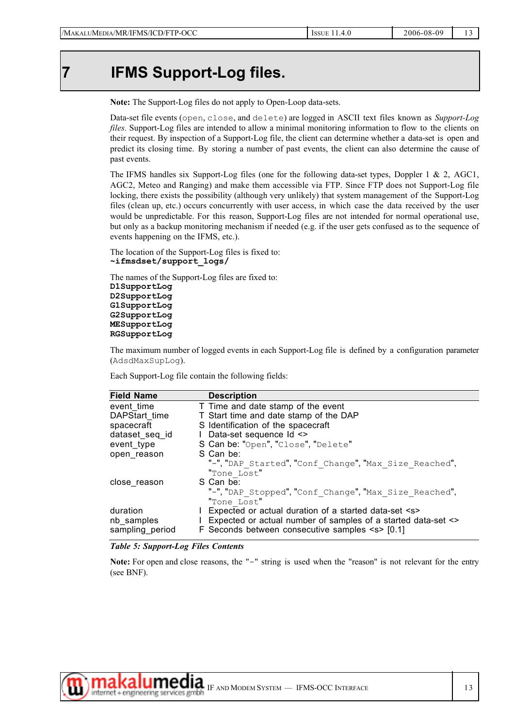# 7 IFMS Support-Log files.

**Note:** The Support-Log files do not apply to Open-Loop data-sets.

Data-set file events (`open`, `close`, and `delete`) are logged in ASCII text files known as *Support-Log files.* Support-Log files are intended to allow a minimal monitoring information to flow to the clients on their request. By inspection of a Support-Log file, the client can determine whether a data-set is open and predict its closing time. By storing a number of past events, the client can also determine the cause of past events.

The IFMS handles six Support-Log files (one for the following data-set types, Doppler 1 & 2, AGC1, AGC2, Meteo and Ranging) and make them accessible via FTP. Since FTP does not Support-Log file locking, there exists the possibility (although very unlikely) that system management of the Support-Log files (clean up, etc.) occurs concurrently with user access, in which case the data received by the user would be unpredictable. For this reason, Support-Log files are not intended for normal operational use, but only as a backup monitoring mechanism if needed (e.g. if the user gets confused as to the sequence of events happening on the IFMS, etc.).

The location of the Support-Log files is fixed to:
**`~ifmsdset/support_logs/`**

The names of the Support-Log files are fixed to:
**`D1SupportLog`**
**`D2SupportLog`**
**`G1SupportLog`**
**`G2SupportLog`**
**`MESupportLog`**
**`RGSupportLog`**

The maximum number of logged events in each Support-Log file is defined by a configuration parameter (`AdsdMaxSupLog`).

Each Support-Log file contain the following fields:

| Field Name | | Description |
|---|---|---|
| event_time | T | Time and date stamp of the event |
| DAPStart_time | T | Start time and date stamp of the DAP |
| spacecraft | S | Identification of the spacecraft |
| dataset_seq_id | I | Data-set sequence Id <> |
| event_type | S | Can be: "`Open`", "`Close`", "`Delete`" |
| open_reason | S | Can be: "`-`", "`DAP_Started`", "`Conf_Change`", "`Max_Size_Reached`", "`Tone_Lost`" |
| close_reason | S | Can be: "`-`", "`DAP_Stopped`", "`Conf_Change`", "`Max_Size_Reached`", "`Tone_Lost`" |
| duration | I | Expected or actual duration of a started data-set <s> |
| nb_samples | I | Expected or actual number of samples of a started data-set <> |
| sampling_period | F | Seconds between consecutive samples <s> [0.1] |

*Table 5: Support-Log Files Contents*

**Note:** For open and close reasons, the "`-`" string is used when the "reason" is not relevant for the entry (see BNF).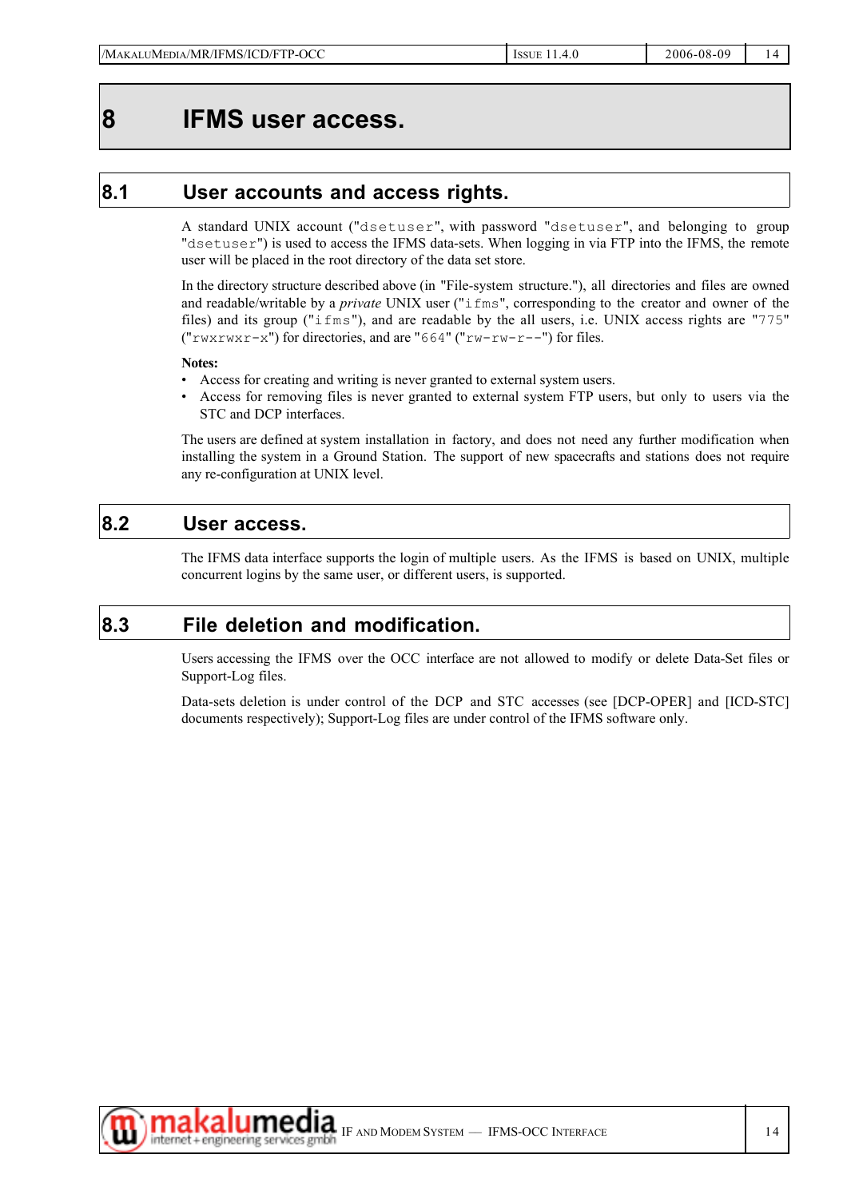# 8 IFMS user access.

## 8.1 User accounts and access rights.

A standard UNIX account ("`dsetuser`", with password "`dsetuser`", and belonging to group "`dsetuser`") is used to access the IFMS data-sets. When logging in via FTP into the IFMS, the remote user will be placed in the root directory of the data set store.

In the directory structure described above (in "File-system structure."), all directories and files are owned and readable/writable by a *private* UNIX user ("`ifms`", corresponding to the creator and owner of the files) and its group ("`ifms`"), and are readable by the all users, i.e. UNIX access rights are "`775`" ("`rwxrwxr-x`") for directories, and are "`664`" ("`rw-rw-r--`") for files.

**Notes:**

- Access for creating and writing is never granted to external system users.
- Access for removing files is never granted to external system FTP users, but only to users via the STC and DCP interfaces.

The users are defined at system installation in factory, and does not need any further modification when installing the system in a Ground Station. The support of new spacecrafts and stations does not require any re-configuration at UNIX level.

## 8.2 User access.

The IFMS data interface supports the login of multiple users. As the IFMS is based on UNIX, multiple concurrent logins by the same user, or different users, is supported.

## 8.3 File deletion and modification.

Users accessing the IFMS over the OCC interface are not allowed to modify or delete Data-Set files or Support-Log files.

Data-sets deletion is under control of the DCP and STC accesses (see [DCP-OPER] and [ICD-STC] documents respectively); Support-Log files are under control of the IFMS software only.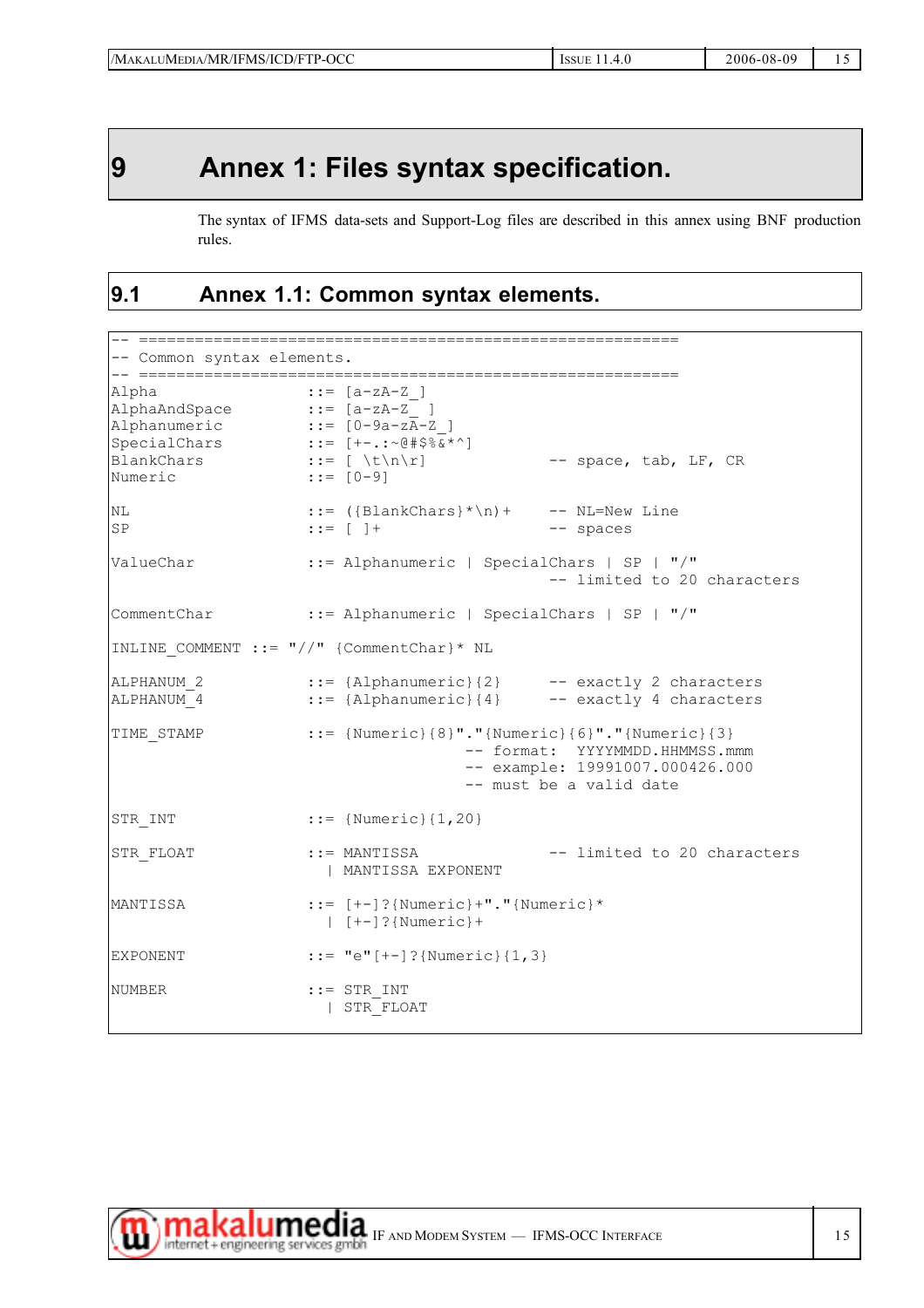# 9 Annex 1: Files syntax specification.

The syntax of IFMS data-sets and Support-Log files are described in this annex using BNF production rules.

## 9.1 Annex 1.1: Common syntax elements.

```
-- ==========================================================
-- Common syntax elements.
-- ==========================================================
Alpha               ::= [a-zA-Z_]
AlphaAndSpace       ::= [a-zA-Z_ ]
Alphanumeric        ::= [0-9a-zA-Z_]
SpecialChars        ::= [+-.:~@#$%&*^]
BlankChars          ::= [ \t\n\r]          -- space, tab, LF, CR
Numeric             ::= [0-9]

NL                  ::= ({BlankChars}*\n)+    -- NL=New Line
SP                  ::= [ ]+               -- spaces

ValueChar           ::= Alphanumeric | SpecialChars | SP | "/"
                                           -- limited to 20 characters

CommentChar         ::= Alphanumeric | SpecialChars | SP | "/"

INLINE_COMMENT ::= "//" {CommentChar}* NL

ALPHANUM_2          ::= {Alphanumeric}{2}     -- exactly 2 characters
ALPHANUM_4          ::= {Alphanumeric}{4}     -- exactly 4 characters

TIME_STAMP          ::= {Numeric}{8}"."{Numeric}{6}"."{Numeric}{3}
                                   -- format:  YYYYMMDD.HHMMSS.mmm
                                   -- example: 19991007.000426.000
                                   -- must be a valid date

STR_INT             ::= {Numeric}{1,20}

STR_FLOAT           ::= MANTISSA               -- limited to 20 characters
                      | MANTISSA EXPONENT

MANTISSA            ::= [+-]?{Numeric}+"."{Numeric}*
                      | [+-]?{Numeric}+

EXPONENT            ::= "e"[+-]?{Numeric}{1,3}

NUMBER              ::= STR_INT
                      | STR_FLOAT
```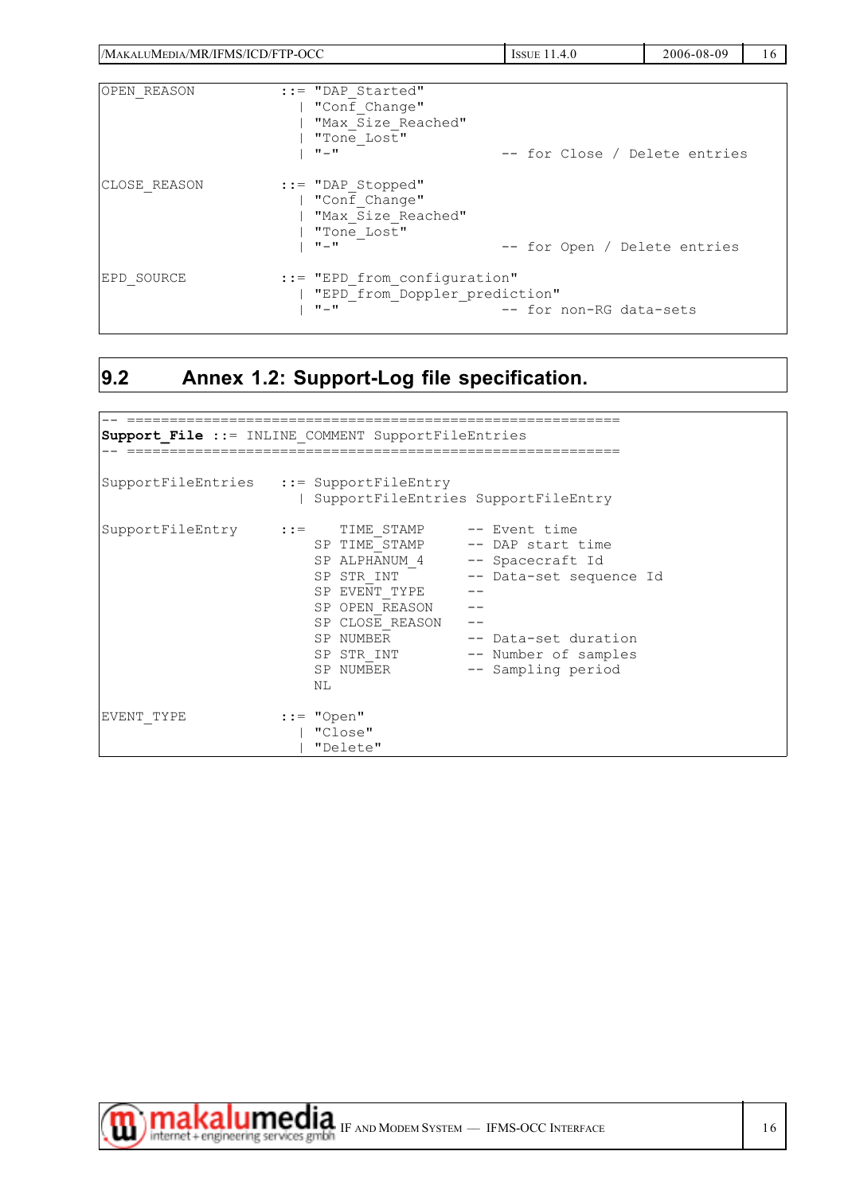```
OPEN_REASON         ::= "DAP_Started"
                      | "Conf_Change"
                      | "Max_Size_Reached"
                      | "Tone_Lost"
                      | "-"                   -- for Close / Delete entries

CLOSE_REASON        ::= "DAP_Stopped"
                      | "Conf_Change"
                      | "Max_Size_Reached"
                      | "Tone_Lost"
                      | "-"                   -- for Open / Delete entries

EPD_SOURCE          ::= "EPD_from_configuration"
                      | "EPD_from_Doppler_prediction"
                      | "-"                   -- for non-RG data-sets
```

## 9.2 Annex 1.2: Support-Log file specification.

```
-- ==========================================================
Support_File ::= INLINE_COMMENT SupportFileEntries
-- ==========================================================

SupportFileEntries   ::= SupportFileEntry
                       | SupportFileEntries SupportFileEntry

SupportFileEntry     ::=    TIME_STAMP      -- Event time
                         SP TIME_STAMP      -- DAP start time
                         SP ALPHANUM_4      -- Spacecraft Id
                         SP STR_INT         -- Data-set sequence Id
                         SP EVENT_TYPE      --
                         SP OPEN_REASON     --
                         SP CLOSE_REASON    --
                         SP NUMBER          -- Data-set duration
                         SP STR_INT         -- Number of samples
                         SP NUMBER          -- Sampling period
                         NL

EVENT_TYPE           ::= "Open"
                       | "Close"
                       | "Delete"
```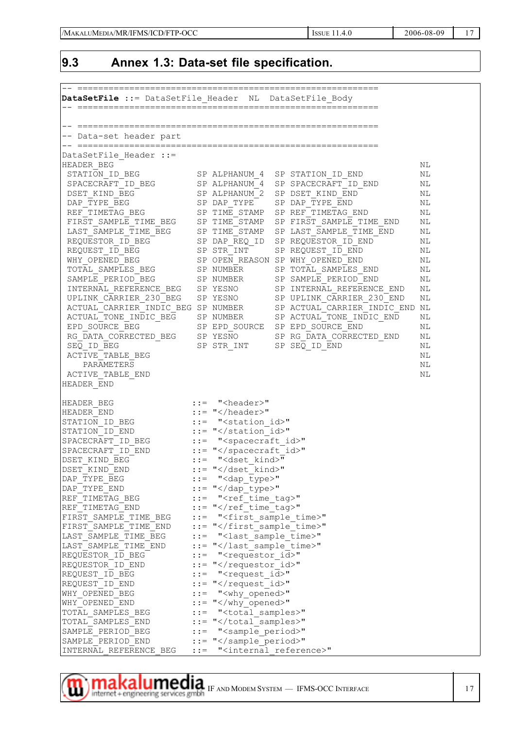## 9.3 Annex 1.3: Data-set file specification.

```
-- ==========================================================
DataSetFile ::= DataSetFile_Header  NL  DataSetFile_Body
-- ==========================================================

-- ==========================================================
-- Data-set header part
-- ==========================================================
DataSetFile_Header ::=
HEADER_BEG                                                                NL
 STATION_ID_BEG           SP ALPHANUM_4   SP STATION_ID_END               NL
 SPACECRAFT_ID_BEG        SP ALPHANUM_4   SP SPACECRAFT_ID_END            NL
 DSET_KIND_BEG            SP ALPHANUM_2   SP DSET_KIND_END                NL
 DAP_TYPE_BEG             SP DAP_TYPE     SP DAP_TYPE_END                 NL
 REF_TIMETAG_BEG          SP TIME_STAMP   SP REF_TIMETAG_END              NL
 FIRST_SAMPLE_TIME_BEG    SP TIME_STAMP   SP FIRST_SAMPLE_TIME_END        NL
 LAST_SAMPLE_TIME_BEG     SP TIME_STAMP   SP LAST_SAMPLE_TIME_END         NL
 REQUESTOR_ID_BEG         SP DAP_REQ_ID   SP REQUESTOR_ID_END             NL
 REQUEST_ID_BEG           SP STR_INT      SP REQUEST_ID_END               NL
 WHY_OPENED_BEG           SP OPEN_REASON  SP WHY_OPENED_END               NL
 TOTAL_SAMPLES_BEG        SP NUMBER       SP TOTAL_SAMPLES_END            NL
 SAMPLE_PERIOD_BEG        SP NUMBER       SP SAMPLE_PERIOD_END            NL
 INTERNAL_REFERENCE_BEG   SP YESNO        SP INTERNAL_REFERENCE_END       NL
 UPLINK_CARRIER_230_BEG   SP YESNO        SP UPLINK_CARRIER_230_END       NL
 ACTUAL_CARRIER_INDIC_BEG SP NUMBER       SP ACTUAL_CARRIER_INDIC_END NL
 ACTUAL_TONE_INDIC_BEG    SP NUMBER       SP ACTUAL_TONE_INDIC_END        NL
 EPD_SOURCE_BEG           SP EPD_SOURCE   SP EPD_SOURCE_END               NL
 RG_DATA_CORRECTED_BEG    SP YESNO        SP RG_DATA_CORRECTED_END        NL
 SEQ_ID_BEG               SP STR_INT      SP SEQ_ID_END                   NL
 ACTIVE_TABLE_BEG                                                         NL
    PARAMETERS                                                            NL
 ACTIVE_TABLE_END                                                         NL
HEADER_END

HEADER_BEG               ::=  "<header>"
HEADER_END               ::= "</header>"
STATION_ID_BEG           ::=  "<station_id>"
STATION_ID_END           ::= "</station_id>"
SPACECRAFT_ID_BEG        ::=  "<spacecraft_id>"
SPACECRAFT_ID_END        ::= "</spacecraft_id>"
DSET_KIND_BEG            ::=  "<dset_kind>"
DSET_KIND_END            ::= "</dset_kind>"
DAP_TYPE_BEG             ::=  "<dap_type>"
DAP_TYPE_END             ::= "</dap_type>"
REF_TIMETAG_BEG          ::=  "<ref_time_tag>"
REF_TIMETAG_END          ::= "</ref_time_tag>"
FIRST_SAMPLE_TIME_BEG    ::=  "<first_sample_time>"
FIRST_SAMPLE_TIME_END    ::= "</first_sample_time>"
LAST_SAMPLE_TIME_BEG     ::=  "<last_sample_time>"
LAST_SAMPLE_TIME_END     ::= "</last_sample_time>"
REQUESTOR_ID_BEG         ::=  "<requestor_id>"
REQUESTOR_ID_END         ::= "</requestor_id>"
REQUEST_ID_BEG           ::=  "<request_id>"
REQUEST_ID_END           ::= "</request_id>"
WHY_OPENED_BEG           ::=  "<why_opened>"
WHY_OPENED_END           ::= "</why_opened>"
TOTAL_SAMPLES_BEG        ::=  "<total_samples>"
TOTAL_SAMPLES_END        ::= "</total_samples>"
SAMPLE_PERIOD_BEG        ::=  "<sample_period>"
SAMPLE_PERIOD_END        ::= "</sample_period>"
INTERNAL_REFERENCE_BEG   ::=  "<internal_reference>"
```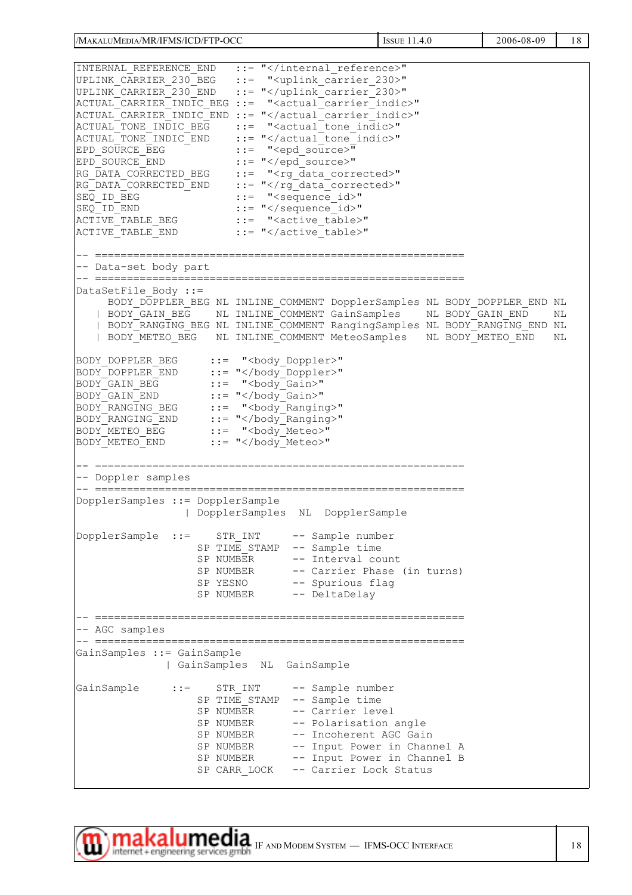```
INTERNAL_REFERENCE_END    ::= "</internal_reference>"
UPLINK_CARRIER_230_BEG    ::=  "<uplink_carrier_230>"
UPLINK_CARRIER_230_END    ::= "</uplink_carrier_230>"
ACTUAL_CARRIER_INDIC_BEG ::=  "<actual_carrier_indic>"
ACTUAL_CARRIER_INDIC_END ::= "</actual_carrier_indic>"
ACTUAL_TONE_INDIC_BEG     ::=  "<actual_tone_indic>"
ACTUAL_TONE_INDIC_END     ::= "</actual_tone_indic>"
EPD_SOURCE_BEG            ::=  "<epd_source>"
EPD_SOURCE_END            ::= "</epd_source>"
RG_DATA_CORRECTED_BEG     ::=  "<rg_data_corrected>"
RG_DATA_CORRECTED_END     ::= "</rg_data_corrected>"
SEQ_ID_BEG                ::=  "<sequence_id>"
SEQ_ID_END                ::= "</sequence_id>"
ACTIVE_TABLE_BEG          ::=  "<active_table>"
ACTIVE_TABLE_END          ::= "</active_table>"

-- ==========================================================
-- Data-set body part
-- ==========================================================
DataSetFile_Body ::=
     BODY_DOPPLER_BEG NL INLINE_COMMENT DopplerSamples NL BODY_DOPPLER_END NL
   | BODY_GAIN_BEG    NL INLINE_COMMENT GainSamples    NL BODY_GAIN_END    NL
   | BODY_RANGING_BEG NL INLINE_COMMENT RangingSamples NL BODY_RANGING_END NL
   | BODY_METEO_BEG   NL INLINE_COMMENT MeteoSamples   NL BODY_METEO_END   NL

BODY_DOPPLER_BEG     ::=  "<body_Doppler>"
BODY_DOPPLER_END     ::= "</body_Doppler>"
BODY_GAIN_BEG        ::=  "<body_Gain>"
BODY_GAIN_END        ::= "</body_Gain>"
BODY_RANGING_BEG     ::=  "<body_Ranging>"
BODY_RANGING_END     ::= "</body_Ranging>"
BODY_METEO_BEG       ::=  "<body_Meteo>"
BODY_METEO_END       ::= "</body_Meteo>"

-- ==========================================================
-- Doppler samples
-- ==========================================================
DopplerSamples ::= DopplerSample
                 | DopplerSamples  NL  DopplerSample

DopplerSample  ::=    STR_INT     -- Sample number
                   SP TIME_STAMP  -- Sample time
                   SP NUMBER      -- Interval count
                   SP NUMBER      -- Carrier Phase (in turns)
                   SP YESNO       -- Spurious flag
                   SP NUMBER      -- DeltaDelay

-- ==========================================================
-- AGC samples
-- ==========================================================
GainSamples ::= GainSample
              | GainSamples  NL  GainSample

GainSample     ::=    STR_INT     -- Sample number
                   SP TIME_STAMP  -- Sample time
                   SP NUMBER      -- Carrier level
                   SP NUMBER      -- Polarisation angle
                   SP NUMBER      -- Incoherent AGC Gain
                   SP NUMBER      -- Input Power in Channel A
                   SP NUMBER      -- Input Power in Channel B
                   SP CARR_LOCK   -- Carrier Lock Status
```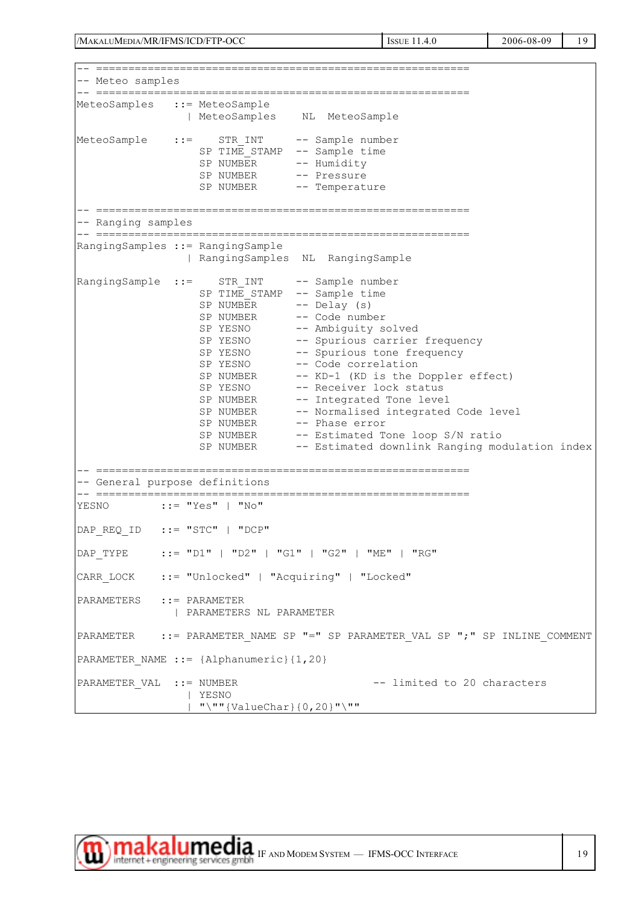```
-- ==========================================================
-- Meteo samples
-- ==========================================================
MeteoSamples   ::= MeteoSample
                 | MeteoSamples   NL  MeteoSample

MeteoSample    ::=    STR_INT      -- Sample number
                   SP TIME_STAMP   -- Sample time
                   SP NUMBER       -- Humidity
                   SP NUMBER       -- Pressure
                   SP NUMBER       -- Temperature

-- ==========================================================
-- Ranging samples
-- ==========================================================
RangingSamples ::= RangingSample
                 | RangingSamples  NL  RangingSample

RangingSample  ::=    STR_INT      -- Sample number
                   SP TIME_STAMP   -- Sample time
                   SP NUMBER       -- Delay (s)
                   SP NUMBER       -- Code number
                   SP YESNO        -- Ambiguity solved
                   SP YESNO        -- Spurious carrier frequency
                   SP YESNO        -- Spurious tone frequency
                   SP YESNO        -- Code correlation
                   SP NUMBER       -- KD-1 (KD is the Doppler effect)
                   SP YESNO        -- Receiver lock status
                   SP NUMBER       -- Integrated Tone level
                   SP NUMBER       -- Normalised integrated Code level
                   SP NUMBER       -- Phase error
                   SP NUMBER       -- Estimated Tone loop S/N ratio
                   SP NUMBER       -- Estimated downlink Ranging modulation index

-- ==========================================================
-- General purpose definitions
-- ==========================================================
YESNO        ::= "Yes" | "No"

DAP_REQ_ID   ::= "STC" | "DCP"

DAP_TYPE     ::= "D1" | "D2" | "G1" | "G2" | "ME" | "RG"

CARR_LOCK    ::= "Unlocked" | "Acquiring" | "Locked"

PARAMETERS   ::= PARAMETER
               | PARAMETERS NL PARAMETER

PARAMETER    ::= PARAMETER_NAME SP "=" SP PARAMETER_VAL SP ";" SP INLINE_COMMENT

PARAMETER_NAME ::= {Alphanumeric}{1,20}

PARAMETER_VAL  ::= NUMBER                        -- limited to 20 characters
                 | YESNO
                 | "\""{ValueChar}{0,20}"\""
```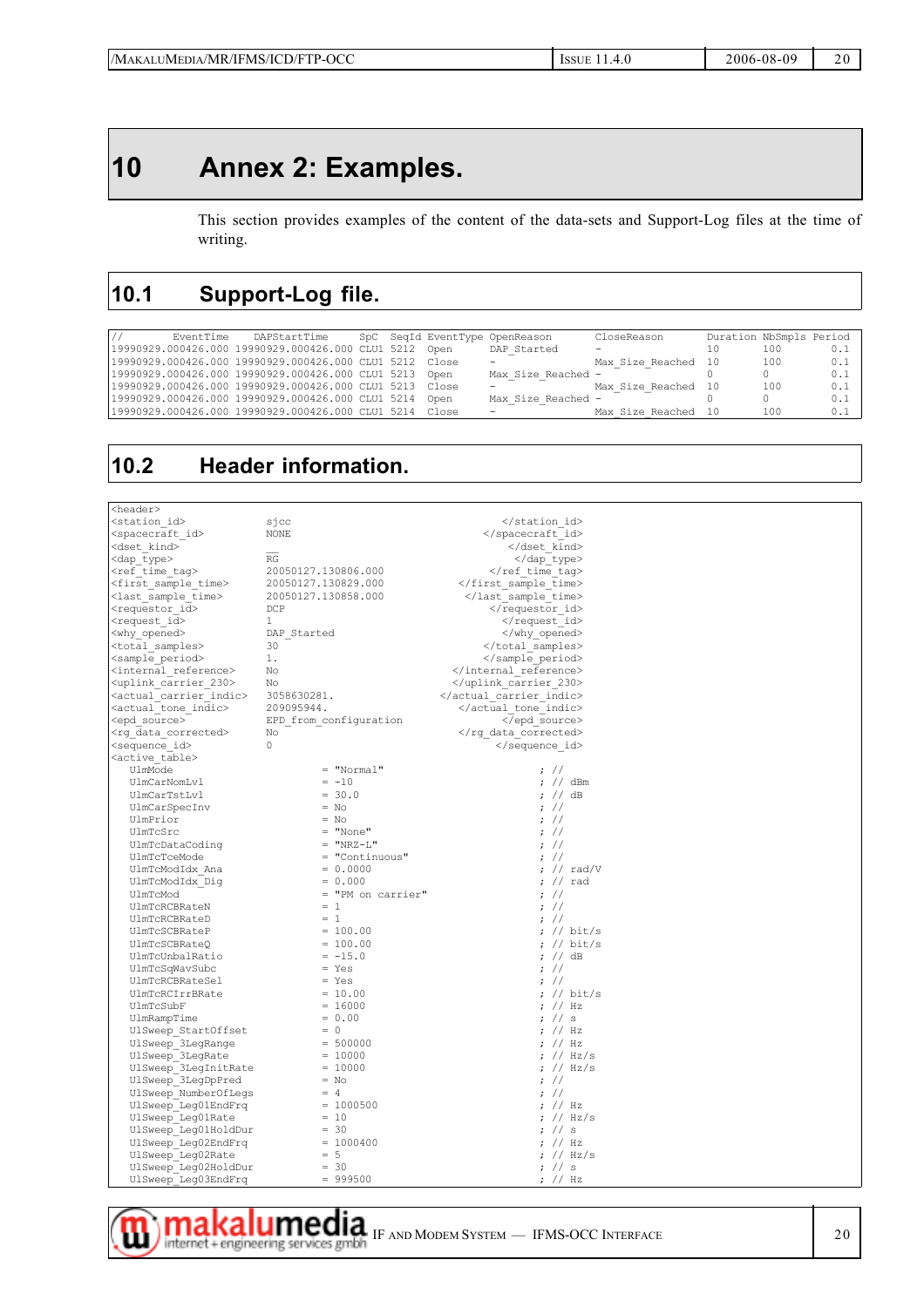# 10 Annex 2: Examples.

This section provides examples of the content of the data-sets and Support-Log files at the time of writing.

## 10.1 Support-Log file.

```
//        EventTime     DAPStartTime      SpC  SeqId EventType OpenReason      CloseReason       Duration NbSmpls Period
19990929.000426.000 19990929.000426.000 CLU1 5212  Open      DAP_Started      -                 10       100     0.1
19990929.000426.000 19990929.000426.000 CLU1 5212  Close     -                Max_Size_Reached  10       100     0.1
19990929.000426.000 19990929.000426.000 CLU1 5213  Open      Max_Size_Reached -                 0        0       0.1
19990929.000426.000 19990929.000426.000 CLU1 5213  Close     -                Max_Size_Reached  10       100     0.1
19990929.000426.000 19990929.000426.000 CLU1 5214  Open      Max_Size_Reached -                 0        0       0.1
19990929.000426.000 19990929.000426.000 CLU1 5214  Close     -                Max_Size_Reached  10       100     0.1
```

## 10.2 Header information.

```
<header>
<station_id>           sjcc                                </station_id>
<spacecraft_id>        NONE                             </spacecraft_id>
<dset_kind>            __                                   </dset_kind>
<dap_type>             RG                                    </dap_type>
<ref_time_tag>         20050127.130806.000               </ref_time_tag>
<first_sample_time>    20050127.130829.000          </first_sample_time>
<last_sample_time>     20050127.130858.000           </last_sample_time>
<requestor_id>         DCP                               </requestor_id>
<request_id>           1                                   </request_id>
<why_opened>           DAP_Started                         </why_opened>
<total_samples>        30                               </total_samples>
<sample_period>        1.                               </sample_period>
<internal_reference>   No                          </internal_reference>
<uplink_carrier_230>   No                          </uplink_carrier_230>
<actual_carrier_indic> 3058630281.               </actual_carrier_indic>
<actual_tone_indic>    209095944.                   </actual_tone_indic>
<epd_source>           EPD_from_configuration              </epd_source>
<rg_data_corrected>    No                           </rg_data_corrected>
<sequence_id>          0                                  </sequence_id>
<active_table>
   UlmMode                      = "Normal"                  ; //
   UlmCarNomLvl                 = -10                       ; // dBm
   UlmCarTstLvl                 = 30.0                      ; // dB
   UlmCarSpecInv                = No                        ; //
   UlmPrior                     = No                        ; //
   UlmTcSrc                     = "None"                    ; //
   UlmTcDataCoding              = "NRZ-L"                   ; //
   UlmTcTceMode                 = "Continuous"              ; //
   UlmTcModIdx_Ana              = 0.0000                    ; // rad/V
   UlmTcModIdx_Dig              = 0.000                     ; // rad
   UlmTcMod                     = "PM on carrier"           ; //
   UlmTcRCBRateN                = 1                         ; //
   UlmTcRCBRateD                = 1                         ; //
   UlmTcSCBRateP                = 100.00                    ; // bit/s
   UlmTcSCBRateQ                = 100.00                    ; // bit/s
   UlmTcUnbalRatio              = -15.0                     ; // dB
   UlmTcSqWavSubc               = Yes                       ; //
   UlmTcRCBRateSel              = Yes                       ; //
   UlmTcRCIrrBRate              = 10.00                     ; // bit/s
   UlmTcSubF                    = 16000                     ; // Hz
   UlmRampTime                  = 0.00                      ; // s
   UlSweep_StartOffset          = 0                         ; // Hz
   UlSweep_3LegRange            = 500000                    ; // Hz
   UlSweep_3LegRate             = 10000                     ; // Hz/s
   UlSweep_3LegInitRate         = 10000                     ; // Hz/s
   UlSweep_3LegDpPred           = No                        ; //
   UlSweep_NumberOfLegs         = 4                         ; //
   UlSweep_Leg01EndFrq          = 1000500                   ; // Hz
   UlSweep_Leg01Rate            = 10                        ; // Hz/s
   UlSweep_Leg01HoldDur         = 30                        ; // s
   UlSweep_Leg02EndFrq          = 1000400                   ; // Hz
   UlSweep_Leg02Rate            = 5                         ; // Hz/s
   UlSweep_Leg02HoldDur         = 30                        ; // s
   UlSweep_Leg03EndFrq          = 999500                    ; // Hz
```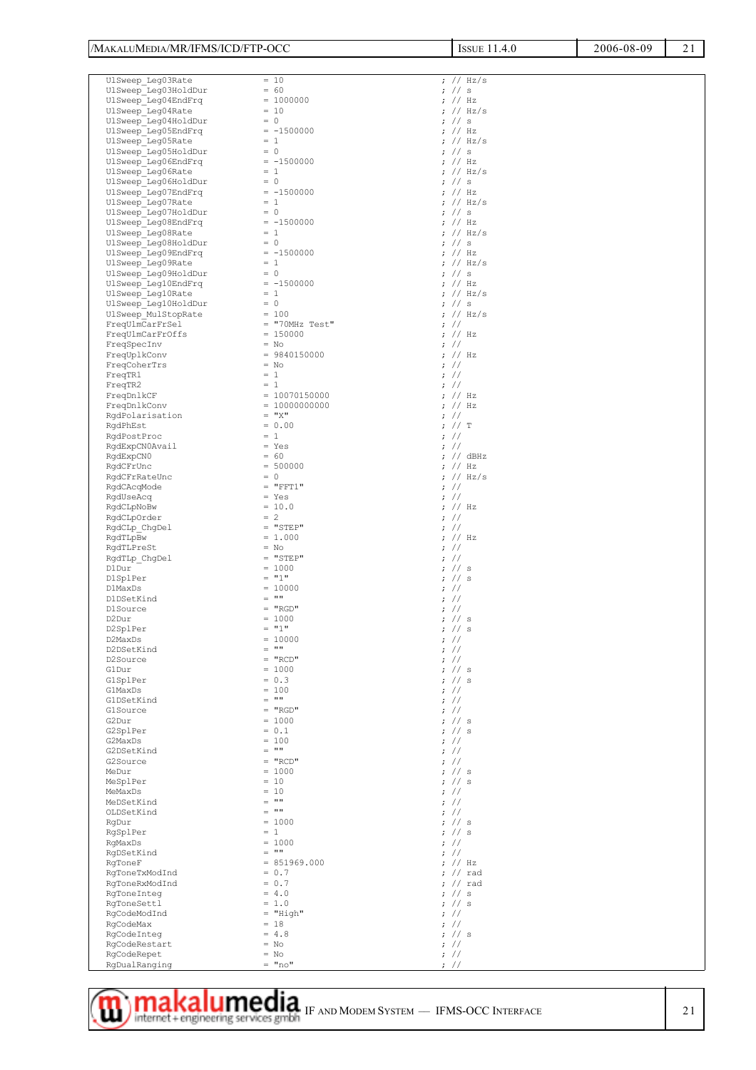```
UlSweep_Leg03Rate           = 10              ; // Hz/s
UlSweep_Leg03HoldDur        = 60              ; // s
UlSweep_Leg04EndFrq         = 1000000         ; // Hz
UlSweep_Leg04Rate           = 10              ; // Hz/s
UlSweep_Leg04HoldDur        = 0               ; // s
UlSweep_Leg05EndFrq         = -1500000        ; // Hz
UlSweep_Leg05Rate           = 1               ; // Hz/s
UlSweep_Leg05HoldDur        = 0               ; // s
UlSweep_Leg06EndFrq         = -1500000        ; // Hz
UlSweep_Leg06Rate           = 1               ; // Hz/s
UlSweep_Leg06HoldDur        = 0               ; // s
UlSweep_Leg07EndFrq         = -1500000        ; // Hz
UlSweep_Leg07Rate           = 1               ; // Hz/s
UlSweep_Leg07HoldDur        = 0               ; // s
UlSweep_Leg08EndFrq         = -1500000        ; // Hz
UlSweep_Leg08Rate           = 1               ; // Hz/s
UlSweep_Leg08HoldDur        = 0               ; // s
UlSweep_Leg09EndFrq         = -1500000        ; // Hz
UlSweep_Leg09Rate           = 1               ; // Hz/s
UlSweep_Leg09HoldDur        = 0               ; // s
UlSweep_Leg10EndFrq         = -1500000        ; // Hz
UlSweep_Leg10Rate           = 1               ; // Hz/s
UlSweep_Leg10HoldDur        = 0               ; // s
UlSweep_MulStopRate         = 100             ; // Hz/s
FreqUlmCarFrSel             = "70MHz Test"    ; //
FreqUlmCarFrOffs            = 150000          ; // Hz
FreqSpecInv                 = No              ; //
FreqUplkConv                = 9840150000      ; // Hz
FreqCoherTrs                = No              ; //
FreqTR1                     = 1               ; //
FreqTR2                     = 1               ; //
FreqDnlkCF                  = 10070150000     ; // Hz
FreqDnlkConv                = 10000000000     ; // Hz
RgdPolarisation             = "X"             ; //
RgdPhEst                    = 0.00            ; // T
RgdPostProc                 = 1               ; //
RgdExpCN0Avail              = Yes             ; //
RgdExpCN0                   = 60              ; // dBHz
RgdCFrUnc                   = 500000          ; // Hz
RgdCFrRateUnc               = 0               ; // Hz/s
RgdCAcqMode                 = "FFT1"          ; //
RgdUseAcq                   = Yes             ; //
RgdCLpNoBw                  = 10.0            ; // Hz
RgdCLpOrder                 = 2               ; //
RgdCLp_ChgDel               = "STEP"          ; //
RgdTLpBw                    = 1.000           ; // Hz
RgdTLPreSt                  = No              ; //
RgdTLp_ChgDel               = "STEP"          ; //
D1Dur                       = 1000            ; // s
D1SplPer                    = "1"             ; // s
D1MaxDs                     = 10000           ; //
D1DSetKind                  = ""              ; //
D1Source                    = "RGD"           ; //
D2Dur                       = 1000            ; // s
D2SplPer                    = "1"             ; // s
D2MaxDs                     = 10000           ; //
D2DSetKind                  = ""              ; //
D2Source                    = "RCD"           ; //
G1Dur                       = 1000            ; // s
G1SplPer                    = 0.3             ; // s
G1MaxDs                     = 100             ; //
G1DSetKind                  = ""              ; //
G1Source                    = "RGD"           ; //
G2Dur                       = 1000            ; // s
G2SplPer                    = 0.1             ; // s
G2MaxDs                     = 100             ; //
G2DSetKind                  = ""              ; //
G2Source                    = "RCD"           ; //
MeDur                       = 1000            ; // s
MeSplPer                    = 10              ; // s
MeMaxDs                     = 10              ; //
MeDSetKind                  = ""              ; //
OLDSetKind                  = ""              ; //
RgDur                       = 1000            ; // s
RgSplPer                    = 1               ; // s
RgMaxDs                     = 1000            ; //
RgDSetKind                  = ""              ; //
RgToneF                     = 851969.000      ; // Hz
RgToneTxModInd              = 0.7             ; // rad
RgToneRxModInd              = 0.7             ; // rad
RgToneInteg                 = 4.0             ; // s
RgToneSettl                 = 1.0             ; // s
RgCodeModInd                = "High"          ; //
RgCodeMax                   = 18              ; //
RgCodeInteg                 = 4.8             ; // s
RgCodeRestart               = No              ; //
RgCodeRepet                 = No              ; //
RgDualRanging               = "no"            ; //
```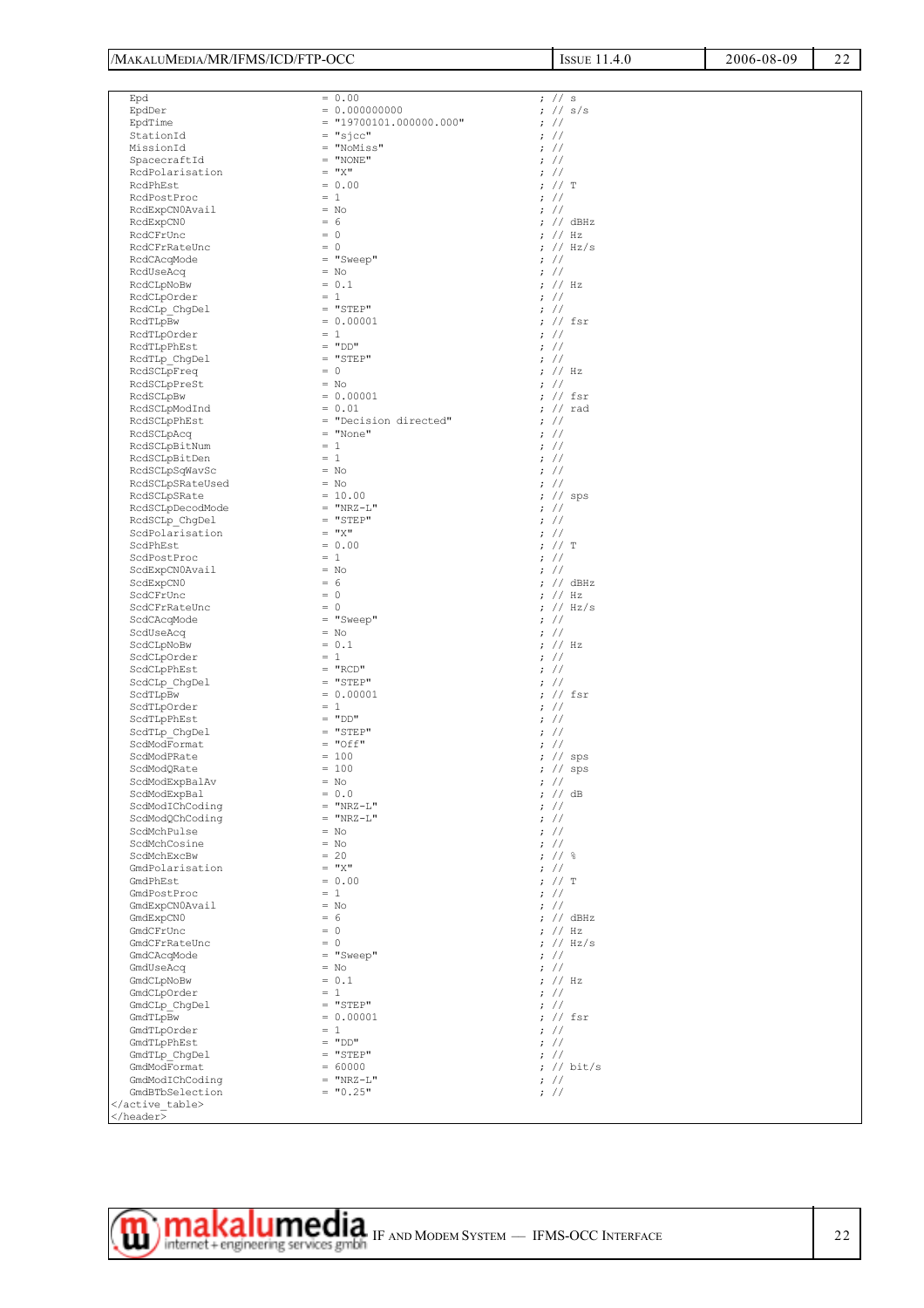```
    Epd                           = 0.00                           ; // s
    EpdDer                        = 0.000000000                    ; // s/s
    EpdTime                       = "19700101.000000.000"          ; //
    StationId                     = "sjcc"                         ; //
    MissionId                     = "NoMiss"                       ; //
    SpacecraftId                  = "NONE"                         ; //
    RcdPolarisation               = "X"                            ; //
    RcdPhEst                      = 0.00                           ; // T
    RcdPostProc                   = 1                              ; //
    RcdExpCN0Avail                = No                             ; //
    RcdExpCN0                     = 6                              ; // dBHz
    RcdCFrUnc                     = 0                              ; // Hz
    RcdCFrRateUnc                 = 0                              ; // Hz/s
    RcdCAcqMode                   = "Sweep"                        ; //
    RcdUseAcq                     = No                             ; //
    RcdCLpNoBw                    = 0.1                            ; // Hz
    RcdCLpOrder                   = 1                              ; //
    RcdCLp_ChgDel                 = "STEP"                         ; //
    RcdTLpBw                      = 0.00001                        ; // fsr
    RcdTLpOrder                   = 1                              ; //
    RcdTLpPhEst                   = "DD"                           ; //
    RcdTLp_ChgDel                 = "STEP"                         ; //
    RcdSCLpFreq                   = 0                              ; // Hz
    RcdSCLpPreSt                  = No                             ; //
    RcdSCLpBw                     = 0.00001                        ; // fsr
    RcdSCLpModInd                 = 0.01                           ; // rad
    RcdSCLpPhEst                  = "Decision directed"            ; //
    RcdSCLpAcq                    = "None"                         ; //
    RcdSCLpBitNum                 = 1                              ; //
    RcdSCLpBitDen                 = 1                              ; //
    RcdSCLpSqWavSc                = No                             ; //
    RcdSCLpSRateUsed              = No                             ; //
    RcdSCLpSRate                  = 10.00                          ; // sps
    RcdSCLpDecodMode              = "NRZ-L"                        ; //
    RcdSCLp_ChgDel                = "STEP"                         ; //
    ScdPolarisation               = "X"                            ; //
    ScdPhEst                      = 0.00                           ; // T
    ScdPostProc                   = 1                              ; //
    ScdExpCN0Avail                = No                             ; //
    ScdExpCN0                     = 6                              ; // dBHz
    ScdCFrUnc                     = 0                              ; // Hz
    ScdCFrRateUnc                 = 0                              ; // Hz/s
    ScdCAcqMode                   = "Sweep"                        ; //
    ScdUseAcq                     = No                             ; //
    ScdCLpNoBw                    = 0.1                            ; // Hz
    ScdCLpOrder                   = 1                              ; //
    ScdCLpPhEst                   = "RCD"                          ; //
    ScdCLp_ChgDel                 = "STEP"                         ; //
    ScdTLpBw                      = 0.00001                        ; // fsr
    ScdTLpOrder                   = 1                              ; //
    ScdTLpPhEst                   = "DD"                           ; //
    ScdTLp_ChgDel                 = "STEP"                         ; //
    ScdModFormat                  = "Off"                          ; //
    ScdModPRate                   = 100                            ; // sps
    ScdModQRate                   = 100                            ; // sps
    ScdModExpBalAv                = No                             ; //
    ScdModExpBal                  = 0.0                            ; // dB
    ScdModIChCoding               = "NRZ-L"                        ; //
    ScdModQChCoding               = "NRZ-L"                        ; //
    ScdMchPulse                   = No                             ; //
    ScdMchCosine                  = No                             ; //
    ScdMchExcBw                   = 20                             ; // %
    GmdPolarisation               = "X"                            ; //
    GmdPhEst                      = 0.00                           ; // T
    GmdPostProc                   = 1                              ; //
    GmdExpCN0Avail                = No                             ; //
    GmdExpCN0                     = 6                              ; // dBHz
    GmdCFrUnc                     = 0                              ; // Hz
    GmdCFrRateUnc                 = 0                              ; // Hz/s
    GmdCAcqMode                   = "Sweep"                        ; //
    GmdUseAcq                     = No                             ; //
    GmdCLpNoBw                    = 0.1                            ; // Hz
    GmdCLpOrder                   = 1                              ; //
    GmdCLp_ChgDel                 = "STEP"                         ; //
    GmdTLpBw                      = 0.00001                        ; // fsr
    GmdTLpOrder                   = 1                              ; //
    GmdTLpPhEst                   = "DD"                           ; //
    GmdTLp_ChgDel                 = "STEP"                         ; //
    GmdModFormat                  = 60000                          ; // bit/s
    GmdModIChCoding               = "NRZ-L"                        ; //
    GmdBTbSelection               = "0.25"                         ; //
</active_table>
</header>
```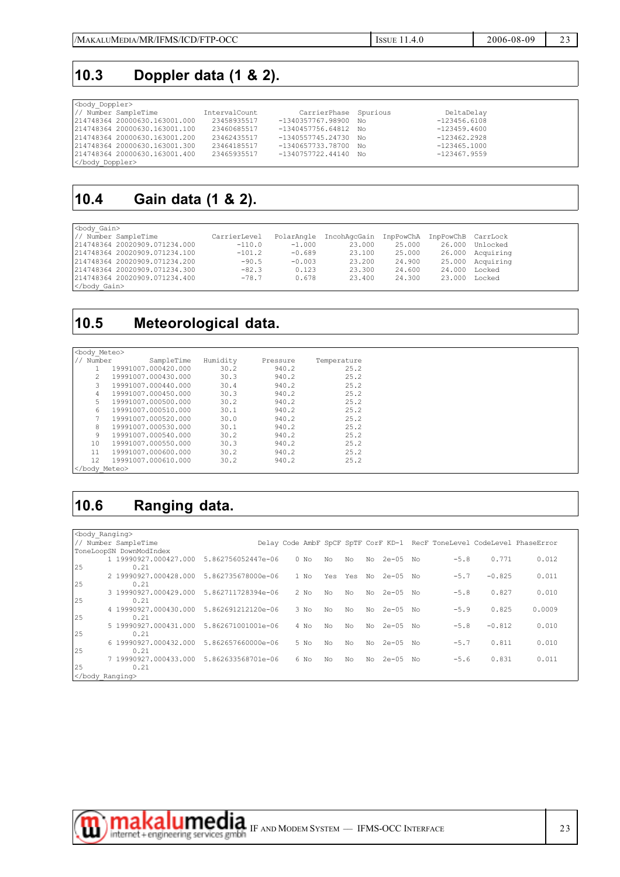## 10.3 Doppler data (1 & 2).

```
<body_Doppler>
// Number SampleTime          IntervalCount      CarrierPhase  Spurious               DeltaDelay
214748364 20000630.163001.000   23458935517   -1340357767.98900  No                 -123456.6108
214748364 20000630.163001.100   23460685517   -1340457756.64812  No                 -123459.4600
214748364 20000630.163001.200   23462435517   -1340557745.24730  No                 -123462.2928
214748364 20000630.163001.300   23464185517   -1340657733.78700  No                 -123465.1000
214748364 20000630.163001.400   23465935517   -1340757722.44140  No                 -123467.9559
</body_Doppler>
```

## 10.4 Gain data (1 & 2).

```
<body_Gain>
// Number SampleTime               CarrierLevel  PolarAngle  IncohAgcGain  InpPowChA  InpPowChB  CarrLock
214748364 20020909.071234.000           -110.0      -1.000        23.000     25.000     26.000  Unlocked
214748364 20020909.071234.100           -101.2      -0.689        23.100     25.000     26.000  Acquiring
214748364 20020909.071234.200            -90.5      -0.003        23.200     24.900     25.000  Acquiring
214748364 20020909.071234.300            -82.3       0.123        23.300     24.600     24.000  Locked
214748364 20020909.071234.400            -78.7       0.678        23.400     24.300     23.000  Locked
</body_Gain>
```

## 10.5 Meteorological data.

```
<body_Meteo>
// Number         SampleTime   Humidity      Pressure    Temperature
      1    19991007.000420.000      30.2         940.2           25.2
      2    19991007.000430.000      30.3         940.2           25.2
      3    19991007.000440.000      30.4         940.2           25.2
      4    19991007.000450.000      30.3         940.2           25.2
      5    19991007.000500.000      30.2         940.2           25.2
      6    19991007.000510.000      30.1         940.2           25.2
      7    19991007.000520.000      30.0         940.2           25.2
      8    19991007.000530.000      30.1         940.2           25.2
      9    19991007.000540.000      30.2         940.2           25.2
     10    19991007.000550.000      30.3         940.2           25.2
     11    19991007.000600.000      30.2         940.2           25.2
     12    19991007.000610.000      30.2         940.2           25.2
</body_Meteo>
```

## 10.6 Ranging data.

```
<body_Ranging>
// Number SampleTime                              Delay Code AmbF SpCF SpTF CorF KD-1  RecF ToneLevel CodeLevel PhaseError
ToneLoopSN DownModIndex
         1 19990927.000427.000  5.862756052447e-06    0 No   No   No   No  2e-05  No       -5.8     0.771      0.012
25         0.21
         2 19990927.000428.000  5.862735678000e-06    1 No   Yes  Yes  No  2e-05  No       -5.7    -0.825      0.011
25         0.21
         3 19990927.000429.000  5.862711728394e-06    2 No   No   No   No  2e-05  No       -5.8     0.827      0.010
25         0.21
         4 19990927.000430.000  5.862691212120e-06    3 No   No   No   No  2e-05  No       -5.9     0.825      0.0009
25         0.21
         5 19990927.000431.000  5.862671001001e-06    4 No   No   No   No  2e-05  No       -5.8    -0.812      0.010
25         0.21
         6 19990927.000432.000  5.862657660000e-06    5 No   No   No   No  2e-05  No       -5.7     0.811      0.010
25         0.21
         7 19990927.000433.000  5.862633568701e-06    6 No   No   No   No  2e-05  No       -5.6     0.831      0.011
25         0.21
</body_Ranging>
```